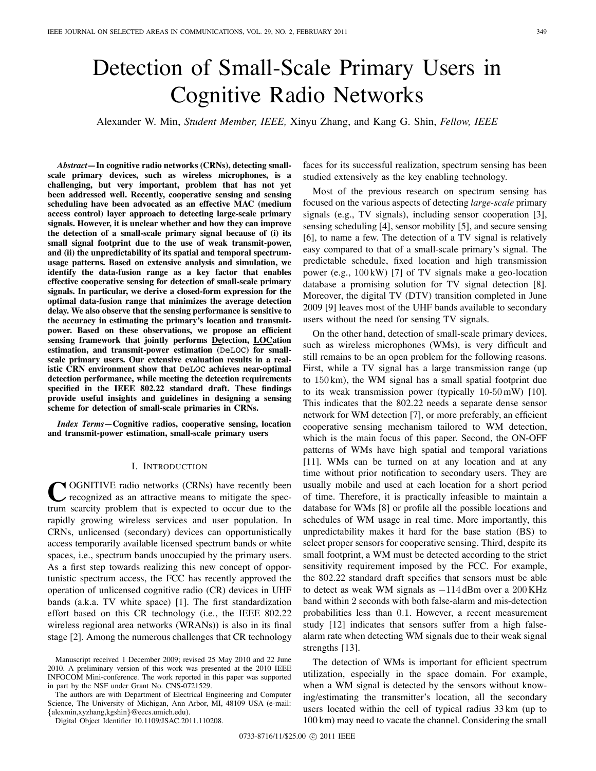# Detection of Small-Scale Primary Users in Cognitive Radio Networks

Alexander W. Min, *Student Member, IEEE,* Xinyu Zhang, and Kang G. Shin, *Fellow, IEEE*

***Abstract*—In cognitive radio networks (CRNs), detecting small-scale primary devices, such as wireless microphones, is a challenging, but very important, problem that has not yet been addressed well. Recently, cooperative sensing and sensing scheduling have been advocated as an effective MAC (medium access control) layer approach to detecting large-scale primary signals. However, it is unclear whether and how they can improve the detection of a small-scale primary signal because of (i) its small signal footprint due to the use of weak transmit-power, and (ii) the unpredictability of its spatial and temporal spectrum-usage patterns. Based on extensive analysis and simulation, we identify the data-fusion range as a key factor that enables effective cooperative sensing for detection of small-scale primary signals. In particular, we derive a closed-form expression for the optimal data-fusion range that minimizes the average detection delay. We also observe that the sensing performance is sensitive to the accuracy in estimating the primary's location and transmit-power. Based on these observations, we propose an efficient sensing framework that jointly performs Detection, LOCation estimation, and transmit-power estimation (`DeLOC`) for small-scale primary users. Our extensive evaluation results in a realistic CRN environment show that `DeLOC` achieves near-optimal detection performance, while meeting the detection requirements specified in the IEEE 802.22 standard draft. These findings provide useful insights and guidelines in designing a sensing scheme for detection of small-scale primaries in CRNs.**

***Index Terms*—Cognitive radios, cooperative sensing, location and transmit-power estimation, small-scale primary users**

## I. Introduction

COGNITIVE radio networks (CRNs) have recently been recognized as an attractive means to mitigate the spectrum scarcity problem that is expected to occur due to the rapidly growing wireless services and user population. In CRNs, unlicensed (secondary) devices can opportunistically access temporarily available licensed spectrum bands or white spaces, i.e., spectrum bands unoccupied by the primary users. As a first step towards realizing this new concept of opportunistic spectrum access, the FCC has recently approved the operation of unlicensed cognitive radio (CR) devices in UHF bands (a.k.a. TV white space) [1]. The first standardization effort based on this CR technology (i.e., the IEEE 802.22 wireless regional area networks (WRANs)) is also in its final stage [2]. Among the numerous challenges that CR technology faces for its successful realization, spectrum sensing has been studied extensively as the key enabling technology.

Most of the previous research on spectrum sensing has focused on the various aspects of detecting *large-scale* primary signals (e.g., TV signals), including sensor cooperation [3], sensing scheduling [4], sensor mobility [5], and secure sensing [6], to name a few. The detection of a TV signal is relatively easy compared to that of a small-scale primary's signal. The predictable schedule, fixed location and high transmission power (e.g., $100\,$kW) [7] of TV signals make a geo-location database a promising solution for TV signal detection [8]. Moreover, the digital TV (DTV) transition completed in June 2009 [9] leaves most of the UHF bands available to secondary users without the need for sensing TV signals.

On the other hand, detection of small-scale primary devices, such as wireless microphones (WMs), is very difficult and still remains to be an open problem for the following reasons. First, while a TV signal has a large transmission range (up to $150\,$km), the WM signal has a small spatial footprint due to its weak transmission power (typically $10$-$50\,$mW) [10]. This indicates that the 802.22 needs a separate dense sensor network for WM detection [7], or more preferably, an efficient cooperative sensing mechanism tailored to WM detection, which is the main focus of this paper. Second, the ON-OFF patterns of WMs have high spatial and temporal variations [11]. WMs can be turned on at any location and at any time without prior notification to secondary users. They are usually mobile and used at each location for a short period of time. Therefore, it is practically infeasible to maintain a database for WMs [8] or profile all the possible locations and schedules of WM usage in real time. More importantly, this unpredictability makes it hard for the base station (BS) to select proper sensors for cooperative sensing. Third, despite its small footprint, a WM must be detected according to the strict sensitivity requirement imposed by the FCC. For example, the 802.22 standard draft specifies that sensors must be able to detect as weak WM signals as $-114\,$dBm over a $200\,$KHz band within 2 seconds with both false-alarm and mis-detection probabilities less than $0.1$. However, a recent measurement study [12] indicates that sensors suffer from a high false-alarm rate when detecting WM signals due to their weak signal strengths [13].

The detection of WMs is important for efficient spectrum utilization, especially in the space domain. For example, when a WM signal is detected by the sensors without knowing/estimating the transmitter's location, all the secondary users located within the cell of typical radius $33\,$km (up to $100\,$km) may need to vacate the channel. Considering the small

Manuscript received 1 December 2009; revised 25 May 2010 and 22 June 2010. A preliminary version of this work was presented at the 2010 IEEE INFOCOM Mini-conference. The work reported in this paper was supported in part by the NSF under Grant No. CNS-0721529.

The authors are with Department of Electrical Engineering and Computer Science, The University of Michigan, Ann Arbor, MI, 48109 USA (e-mail: {alexmin,xyzhang,kgshin}@eecs.umich.edu).

Digital Object Identifier 10.1109/JSAC.2011.110208.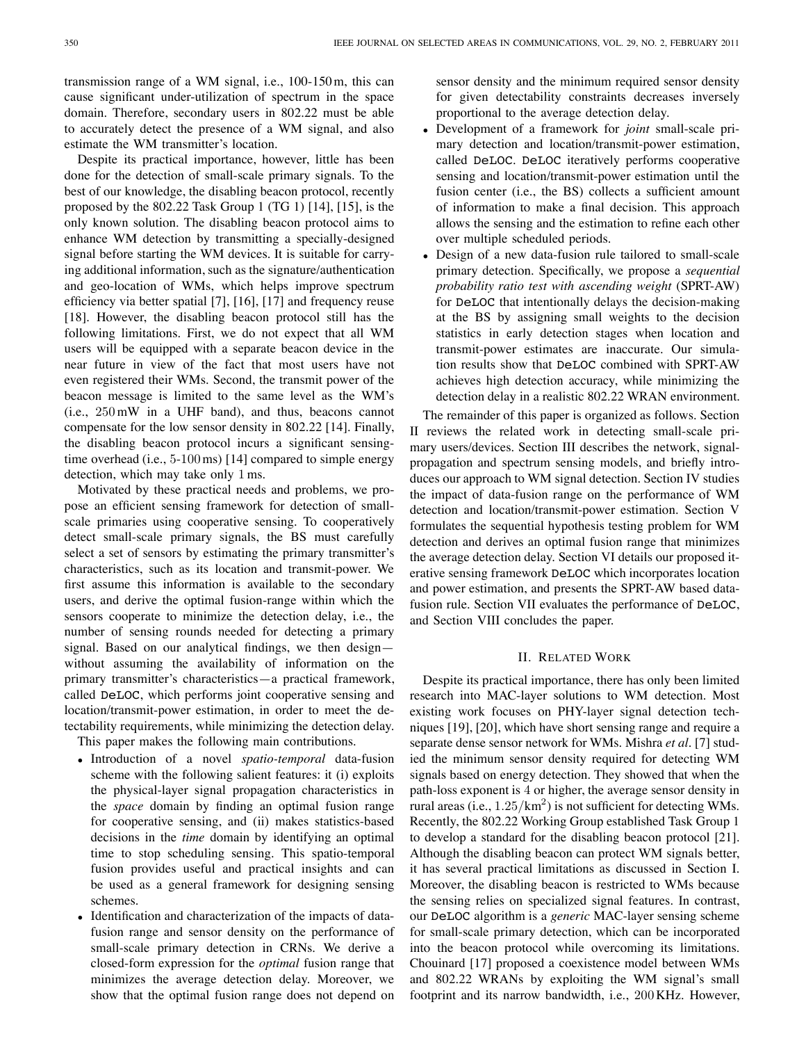transmission range of a WM signal, i.e., 100-150 m, this can cause significant under-utilization of spectrum in the space domain. Therefore, secondary users in 802.22 must be able to accurately detect the presence of a WM signal, and also estimate the WM transmitter's location.

Despite its practical importance, however, little has been done for the detection of small-scale primary signals. To the best of our knowledge, the disabling beacon protocol, recently proposed by the 802.22 Task Group 1 (TG 1) [14], [15], is the only known solution. The disabling beacon protocol aims to enhance WM detection by transmitting a specially-designed signal before starting the WM devices. It is suitable for carrying additional information, such as the signature/authentication and geo-location of WMs, which helps improve spectrum efficiency via better spatial [7], [16], [17] and frequency reuse [18]. However, the disabling beacon protocol still has the following limitations. First, we do not expect that all WM users will be equipped with a separate beacon device in the near future in view of the fact that most users have not even registered their WMs. Second, the transmit power of the beacon message is limited to the same level as the WM's (i.e., 250 mW in a UHF band), and thus, beacons cannot compensate for the low sensor density in 802.22 [14]. Finally, the disabling beacon protocol incurs a significant sensing-time overhead (i.e., 5-100 ms) [14] compared to simple energy detection, which may take only 1 ms.

Motivated by these practical needs and problems, we propose an efficient sensing framework for detection of small-scale primaries using cooperative sensing. To cooperatively detect small-scale primary signals, the BS must carefully select a set of sensors by estimating the primary transmitter's characteristics, such as its location and transmit-power. We first assume this information is available to the secondary users, and derive the optimal fusion-range within which the sensors cooperate to minimize the detection delay, i.e., the number of sensing rounds needed for detecting a primary signal. Based on our analytical findings, we then design—without assuming the availability of information on the primary transmitter's characteristics—a practical framework, called DeLOC, which performs joint cooperative sensing and location/transmit-power estimation, in order to meet the detectability requirements, while minimizing the detection delay.

This paper makes the following main contributions.

- Introduction of a novel *spatio-temporal* data-fusion scheme with the following salient features: it (i) exploits the physical-layer signal propagation characteristics in the *space* domain by finding an optimal fusion range for cooperative sensing, and (ii) makes statistics-based decisions in the *time* domain by identifying an optimal time to stop scheduling sensing. This spatio-temporal fusion provides useful and practical insights and can be used as a general framework for designing sensing schemes.
- Identification and characterization of the impacts of data-fusion range and sensor density on the performance of small-scale primary detection in CRNs. We derive a closed-form expression for the *optimal* fusion range that minimizes the average detection delay. Moreover, we show that the optimal fusion range does not depend on sensor density and the minimum required sensor density for given detectability constraints decreases inversely proportional to the average detection delay.
- Development of a framework for *joint* small-scale primary detection and location/transmit-power estimation, called DeLOC. DeLOC iteratively performs cooperative sensing and location/transmit-power estimation until the fusion center (i.e., the BS) collects a sufficient amount of information to make a final decision. This approach allows the sensing and the estimation to refine each other over multiple scheduled periods.
- Design of a new data-fusion rule tailored to small-scale primary detection. Specifically, we propose a *sequential probability ratio test with ascending weight* (SPRT-AW) for DeLOC that intentionally delays the decision-making at the BS by assigning small weights to the decision statistics in early detection stages when location and transmit-power estimates are inaccurate. Our simulation results show that DeLOC combined with SPRT-AW achieves high detection accuracy, while minimizing the detection delay in a realistic 802.22 WRAN environment.

The remainder of this paper is organized as follows. Section II reviews the related work in detecting small-scale primary users/devices. Section III describes the network, signal-propagation and spectrum sensing models, and briefly introduces our approach to WM signal detection. Section IV studies the impact of data-fusion range on the performance of WM detection and location/transmit-power estimation. Section V formulates the sequential hypothesis testing problem for WM detection and derives an optimal fusion range that minimizes the average detection delay. Section VI details our proposed iterative sensing framework DeLOC which incorporates location and power estimation, and presents the SPRT-AW based data-fusion rule. Section VII evaluates the performance of DeLOC, and Section VIII concludes the paper.

## II. Related Work

Despite its practical importance, there has only been limited research into MAC-layer solutions to WM detection. Most existing work focuses on PHY-layer signal detection techniques [19], [20], which have short sensing range and require a separate dense sensor network for WMs. Mishra *et al*. [7] studied the minimum sensor density required for detecting WM signals based on energy detection. They showed that when the path-loss exponent is 4 or higher, the average sensor density in rural areas (i.e., $1.25/\text{km}^2$) is not sufficient for detecting WMs. Recently, the 802.22 Working Group established Task Group 1 to develop a standard for the disabling beacon protocol [21]. Although the disabling beacon can protect WM signals better, it has several practical limitations as discussed in Section I. Moreover, the disabling beacon is restricted to WMs because the sensing relies on specialized signal features. In contrast, our DeLOC algorithm is a *generic* MAC-layer sensing scheme for small-scale primary detection, which can be incorporated into the beacon protocol while overcoming its limitations. Chouinard [17] proposed a coexistence model between WMs and 802.22 WRANs by exploiting the WM signal's small footprint and its narrow bandwidth, i.e., 200 KHz. However,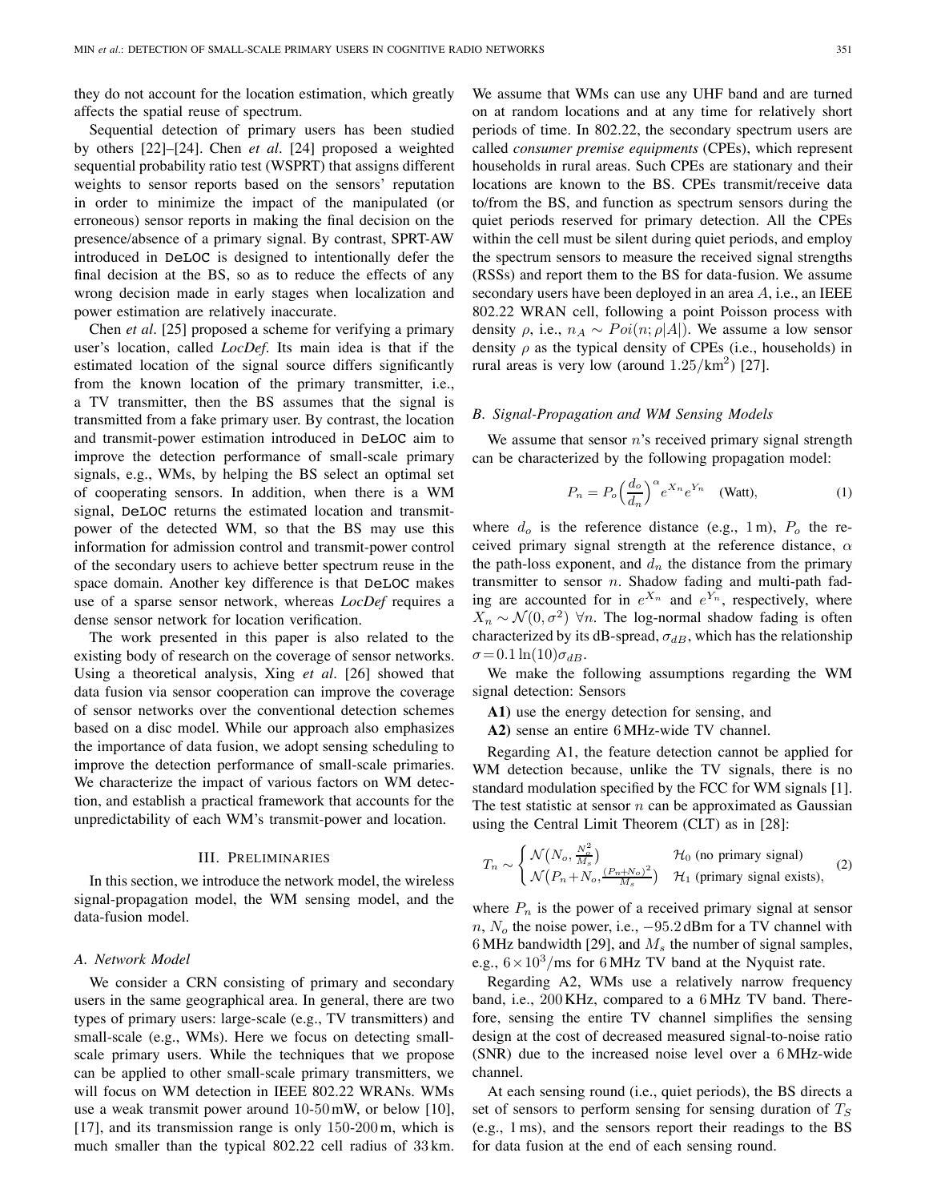they do not account for the location estimation, which greatly affects the spatial reuse of spectrum.

Sequential detection of primary users has been studied by others [22]–[24]. Chen *et al*. [24] proposed a weighted sequential probability ratio test (WSPRT) that assigns different weights to sensor reports based on the sensors' reputation in order to minimize the impact of the manipulated (or erroneous) sensor reports in making the final decision on the presence/absence of a primary signal. By contrast, SPRT-AW introduced in DeLOC is designed to intentionally defer the final decision at the BS, so as to reduce the effects of any wrong decision made in early stages when localization and power estimation are relatively inaccurate.

Chen *et al*. [25] proposed a scheme for verifying a primary user's location, called *LocDef*. Its main idea is that if the estimated location of the signal source differs significantly from the known location of the primary transmitter, i.e., a TV transmitter, then the BS assumes that the signal is transmitted from a fake primary user. By contrast, the location and transmit-power estimation introduced in DeLOC aim to improve the detection performance of small-scale primary signals, e.g., WMs, by helping the BS select an optimal set of cooperating sensors. In addition, when there is a WM signal, DeLOC returns the estimated location and transmit-power of the detected WM, so that the BS may use this information for admission control and transmit-power control of the secondary users to achieve better spectrum reuse in the space domain. Another key difference is that DeLOC makes use of a sparse sensor network, whereas *LocDef* requires a dense sensor network for location verification.

The work presented in this paper is also related to the existing body of research on the coverage of sensor networks. Using a theoretical analysis, Xing *et al*. [26] showed that data fusion via sensor cooperation can improve the coverage of sensor networks over the conventional detection schemes based on a disc model. While our approach also emphasizes the importance of data fusion, we adopt sensing scheduling to improve the detection performance of small-scale primaries. We characterize the impact of various factors on WM detection, and establish a practical framework that accounts for the unpredictability of each WM's transmit-power and location.

## III. Preliminaries

In this section, we introduce the network model, the wireless signal-propagation model, the WM sensing model, and the data-fusion model.

### A. Network Model

We consider a CRN consisting of primary and secondary users in the same geographical area. In general, there are two types of primary users: large-scale (e.g., TV transmitters) and small-scale (e.g., WMs). Here we focus on detecting small-scale primary users. While the techniques that we propose can be applied to other small-scale primary transmitters, we will focus on WM detection in IEEE 802.22 WRANs. WMs use a weak transmit power around 10-50 mW, or below [10], [17], and its transmission range is only 150-200 m, which is much smaller than the typical 802.22 cell radius of 33 km. We assume that WMs can use any UHF band and are turned on at random locations and at any time for relatively short periods of time. In 802.22, the secondary spectrum users are called *consumer premise equipments* (CPEs), which represent households in rural areas. Such CPEs are stationary and their locations are known to the BS. CPEs transmit/receive data to/from the BS, and function as spectrum sensors during the quiet periods reserved for primary detection. All the CPEs within the cell must be silent during quiet periods, and employ the spectrum sensors to measure the received signal strengths (RSSs) and report them to the BS for data-fusion. We assume secondary users have been deployed in an area $A$, i.e., an IEEE 802.22 WRAN cell, following a point Poisson process with density $\rho$, i.e., $n_A \sim Poi(n; \rho|A|)$. We assume a low sensor density $\rho$ as the typical density of CPEs (i.e., households) in rural areas is very low (around $1.25/\text{km}^2$) [27].

### B. Signal-Propagation and WM Sensing Models

We assume that sensor $n$'s received primary signal strength can be characterized by the following propagation model:

$$P_n = P_o \Big(\frac{d_o}{d_n}\Big)^{\alpha} e^{X_n} e^{Y_n} \quad \text{(Watt)}, \tag{1}$$

where $d_o$ is the reference distance (e.g., 1 m), $P_o$ the received primary signal strength at the reference distance, $\alpha$ the path-loss exponent, and $d_n$ the distance from the primary transmitter to sensor $n$. Shadow fading and multi-path fading are accounted for in $e^{X_n}$ and $e^{Y_n}$, respectively, where $X_n \sim \mathcal{N}(0, \sigma^2)\ \forall n$. The log-normal shadow fading is often characterized by its dB-spread, $\sigma_{dB}$, which has the relationship $\sigma = 0.1 \ln(10) \sigma_{dB}$.

We make the following assumptions regarding the WM signal detection: Sensors

**A1)** use the energy detection for sensing, and

**A2)** sense an entire 6 MHz-wide TV channel.

Regarding A1, the feature detection cannot be applied for WM detection because, unlike the TV signals, there is no standard modulation specified by the FCC for WM signals [1]. The test statistic at sensor $n$ can be approximated as Gaussian using the Central Limit Theorem (CLT) as in [28]:

$$T_n \sim \begin{cases} \mathcal{N}\big(N_o, \frac{N_o^2}{M_s}\big) & \mathcal{H}_0 \text{ (no primary signal)} \\ \mathcal{N}\big(P_n + N_o, \frac{(P_n+N_o)^2}{M_s}\big) & \mathcal{H}_1 \text{ (primary signal exists)}, \end{cases} \tag{2}$$

where $P_n$ is the power of a received primary signal at sensor $n$, $N_o$ the noise power, i.e., $-95.2$ dBm for a TV channel with 6 MHz bandwidth [29], and $M_s$ the number of signal samples, e.g., $6 \times 10^3$/ms for 6 MHz TV band at the Nyquist rate.

Regarding A2, WMs use a relatively narrow frequency band, i.e., 200 KHz, compared to a 6 MHz TV band. Therefore, sensing the entire TV channel simplifies the sensing design at the cost of decreased measured signal-to-noise ratio (SNR) due to the increased noise level over a 6 MHz-wide channel.

At each sensing round (i.e., quiet periods), the BS directs a set of sensors to perform sensing for sensing duration of $T_S$ (e.g., 1 ms), and the sensors report their readings to the BS for data fusion at the end of each sensing round.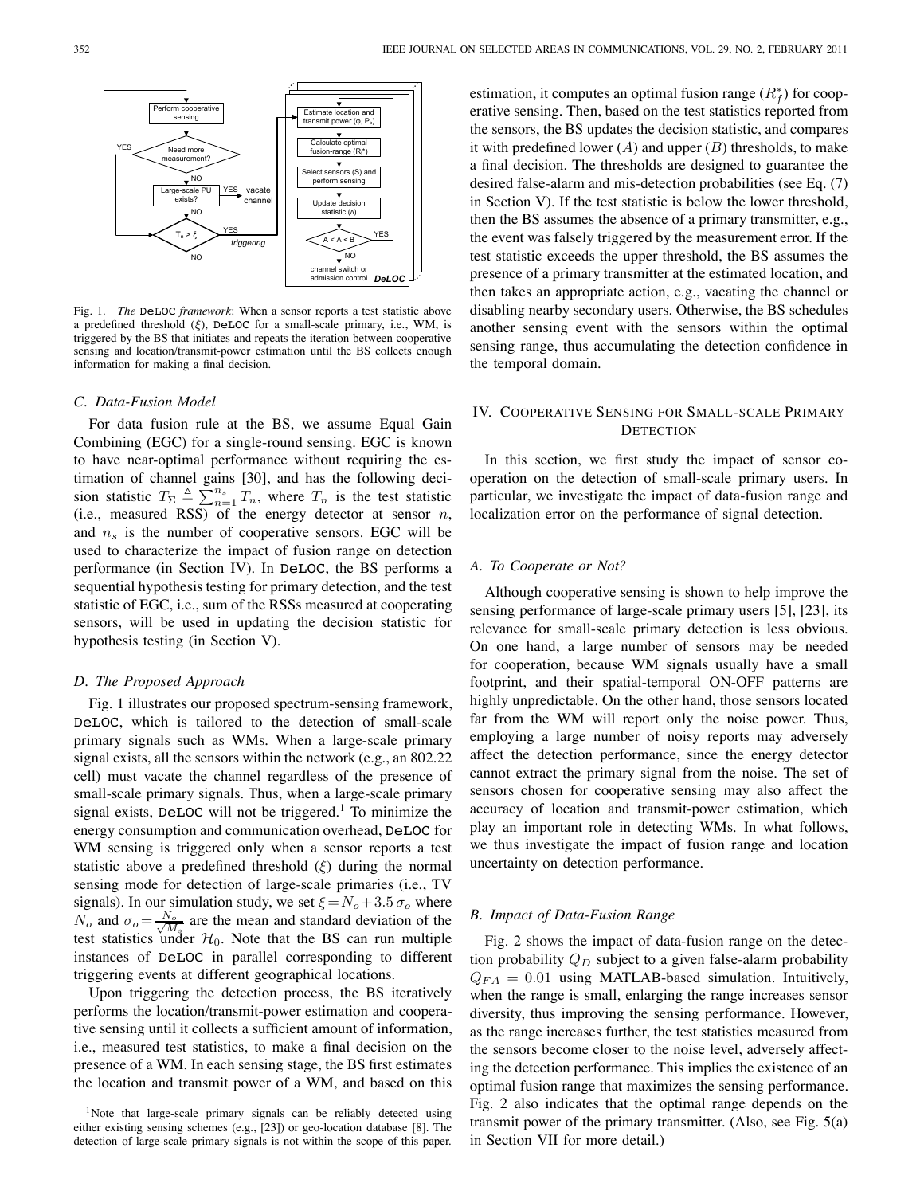Perform cooperative sensing

Need more measurement?

YES

NO

Large-scale PU exists?

YES

vacate channel

NO

$T_n > \xi$

YES

triggering

NO

Estimate location and transmit power ($\varphi$, $P_o$)

Calculate optimal fusion-range ($R_f^*$)

Select sensors (S) and perform sensing

Update decision statistic ($\Lambda$)

$A < \Lambda < B$

YES

NO

channel switch or admission control

DeLOC

Fig. 1. *The* DeLOC *framework*: When a sensor reports a test statistic above a predefined threshold ($\xi$), DeLOC for a small-scale primary, i.e., WM, is triggered by the BS that initiates and repeats the iteration between cooperative sensing and location/transmit-power estimation until the BS collects enough information for making a final decision.

### *C. Data-Fusion Model*

For data fusion rule at the BS, we assume Equal Gain Combining (EGC) for a single-round sensing. EGC is known to have near-optimal performance without requiring the estimation of channel gains [30], and has the following decision statistic $T_\Sigma \triangleq \sum_{n=1}^{n_s} T_n$, where $T_n$ is the test statistic (i.e., measured RSS) of the energy detector at sensor $n$, and $n_s$ is the number of cooperative sensors. EGC will be used to characterize the impact of fusion range on detection performance (in Section IV). In DeLOC, the BS performs a sequential hypothesis testing for primary detection, and the test statistic of EGC, i.e., sum of the RSSs measured at cooperating sensors, will be used in updating the decision statistic for hypothesis testing (in Section V).

### *D. The Proposed Approach*

Fig. 1 illustrates our proposed spectrum-sensing framework, DeLOC, which is tailored to the detection of small-scale primary signals such as WMs. When a large-scale primary signal exists, all the sensors within the network (e.g., an 802.22 cell) must vacate the channel regardless of the presence of small-scale primary signals. Thus, when a large-scale primary signal exists, DeLOC will not be triggered.[1] To minimize the energy consumption and communication overhead, DeLOC for WM sensing is triggered only when a sensor reports a test statistic above a predefined threshold ($\xi$) during the normal sensing mode for detection of large-scale primaries (i.e., TV signals). In our simulation study, we set $\xi = N_o + 3.5\,\sigma_o$ where $N_o$ and $\sigma_o = \frac{N_o}{\sqrt{M_s}}$ are the mean and standard deviation of the test statistics under $\mathcal{H}_0$. Note that the BS can run multiple instances of DeLOC in parallel corresponding to different triggering events at different geographical locations.

Upon triggering the detection process, the BS iteratively performs the location/transmit-power estimation and cooperative sensing until it collects a sufficient amount of information, i.e., measured test statistics, to make a final decision on the presence of a WM. In each sensing stage, the BS first estimates the location and transmit power of a WM, and based on this estimation, it computes an optimal fusion range ($R_f^*$) for cooperative sensing. Then, based on the test statistics reported from the sensors, the BS updates the decision statistic, and compares it with predefined lower ($A$) and upper ($B$) thresholds, to make a final decision. The thresholds are designed to guarantee the desired false-alarm and mis-detection probabilities (see Eq. (7) in Section V). If the test statistic is below the lower threshold, then the BS assumes the absence of a primary transmitter, e.g., the event was falsely triggered by the measurement error. If the test statistic exceeds the upper threshold, the BS assumes the presence of a primary transmitter at the estimated location, and then takes an appropriate action, e.g., vacating the channel or disabling nearby secondary users. Otherwise, the BS schedules another sensing event with the sensors within the optimal sensing range, thus accumulating the detection confidence in the temporal domain.

[1]Note that large-scale primary signals can be reliably detected using either existing sensing schemes (e.g., [23]) or geo-location database [8]. The detection of large-scale primary signals is not within the scope of this paper.

## IV. Cooperative Sensing for Small-scale Primary Detection

In this section, we first study the impact of sensor cooperation on the detection of small-scale primary users. In particular, we investigate the impact of data-fusion range and localization error on the performance of signal detection.

### *A. To Cooperate or Not?*

Although cooperative sensing is shown to help improve the sensing performance of large-scale primary users [5], [23], its relevance for small-scale primary detection is less obvious. On one hand, a large number of sensors may be needed for cooperation, because WM signals usually have a small footprint, and their spatial-temporal ON-OFF patterns are highly unpredictable. On the other hand, those sensors located far from the WM will report only the noise power. Thus, employing a large number of noisy reports may adversely affect the detection performance, since the energy detector cannot extract the primary signal from the noise. The set of sensors chosen for cooperative sensing may also affect the accuracy of location and transmit-power estimation, which play an important role in detecting WMs. In what follows, we thus investigate the impact of fusion range and location uncertainty on detection performance.

### *B. Impact of Data-Fusion Range*

Fig. 2 shows the impact of data-fusion range on the detection probability $Q_D$ subject to a given false-alarm probability $Q_{FA} = 0.01$ using MATLAB-based simulation. Intuitively, when the range is small, enlarging the range increases sensor diversity, thus improving the sensing performance. However, as the range increases further, the test statistics measured from the sensors become closer to the noise level, adversely affecting the detection performance. This implies the existence of an optimal fusion range that maximizes the sensing performance. Fig. 2 also indicates that the optimal range depends on the transmit power of the primary transmitter. (Also, see Fig. 5(a) in Section VII for more detail.)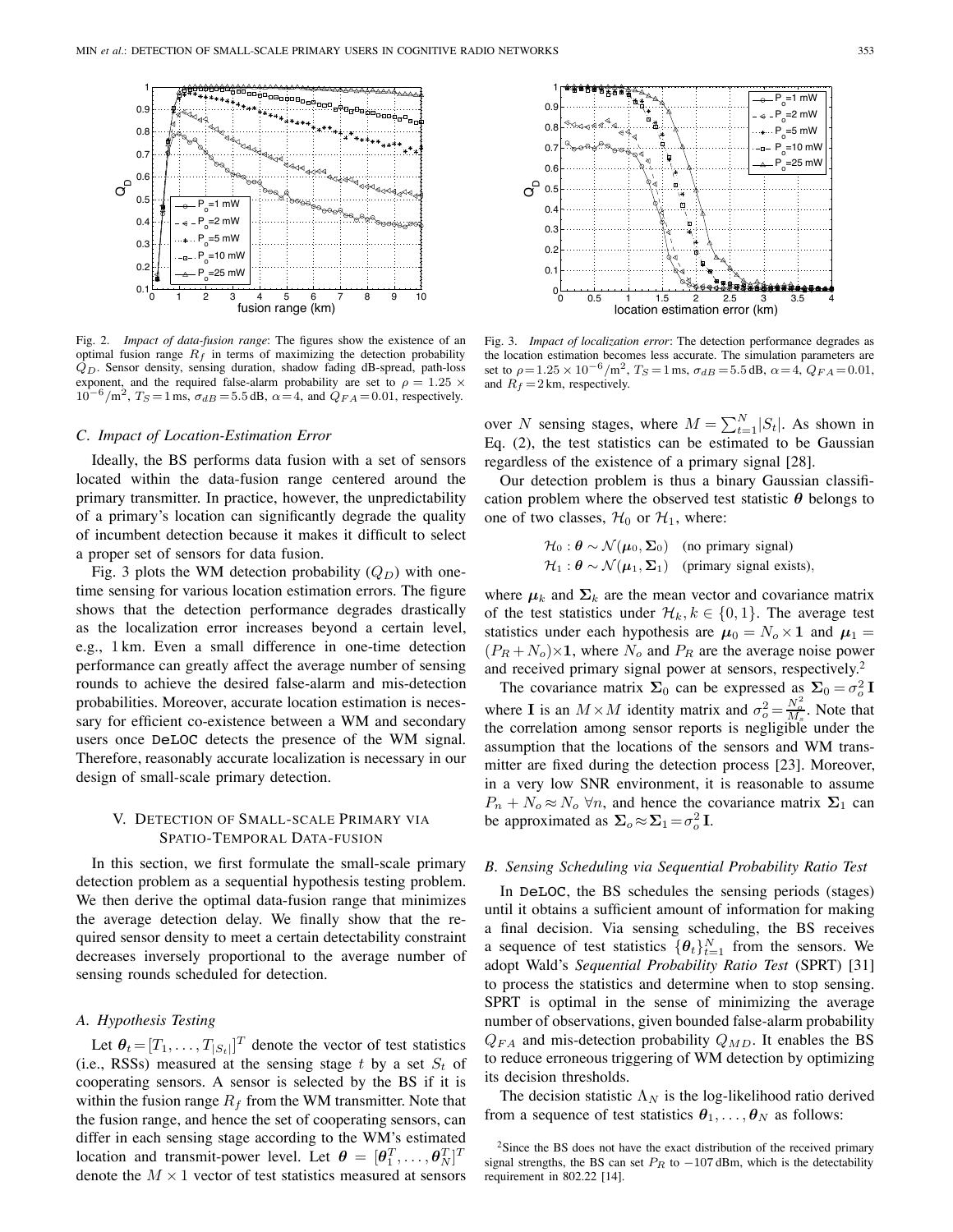Fig. 2. *Impact of data-fusion range*: The figures show the existence of an optimal fusion range $R_f$ in terms of maximizing the detection probability $Q_D$. Sensor density, sensing duration, shadow fading dB-spread, path-loss exponent, and the required false-alarm probability are set to $\rho = 1.25 \times 10^{-6}/\text{m}^2$, $T_S = 1\,\text{ms}$, $\sigma_{dB} = 5.5\,\text{dB}$, $\alpha = 4$, and $Q_{FA} = 0.01$, respectively.

Fig. 3. *Impact of localization error*: The detection performance degrades as the location estimation becomes less accurate. The simulation parameters are set to $\rho = 1.25 \times 10^{-6}/\text{m}^2$, $T_S = 1\,\text{ms}$, $\sigma_{dB} = 5.5\,\text{dB}$, $\alpha = 4$, $Q_{FA} = 0.01$, and $R_f = 2\,\text{km}$, respectively.

### C. Impact of Location-Estimation Error

Ideally, the BS performs data fusion with a set of sensors located within the data-fusion range centered around the primary transmitter. In practice, however, the unpredictability of a primary's location can significantly degrade the quality of incumbent detection because it makes it difficult to select a proper set of sensors for data fusion.

Fig. 3 plots the WM detection probability ($Q_D$) with one-time sensing for various location estimation errors. The figure shows that the detection performance degrades drastically as the localization error increases beyond a certain level, e.g., 1 km. Even a small difference in one-time detection performance can greatly affect the average number of sensing rounds to achieve the desired false-alarm and mis-detection probabilities. Moreover, accurate location estimation is necessary for efficient co-existence between a WM and secondary users once DeLOC detects the presence of the WM signal. Therefore, reasonably accurate localization is necessary in our design of small-scale primary detection.

## V. Detection of Small-scale Primary via Spatio-Temporal Data-fusion

In this section, we first formulate the small-scale primary detection problem as a sequential hypothesis testing problem. We then derive the optimal data-fusion range that minimizes the average detection delay. We finally show that the required sensor density to meet a certain detectability constraint decreases inversely proportional to the average number of sensing rounds scheduled for detection.

### A. Hypothesis Testing

Let $\boldsymbol{\theta}_t = [T_1, \ldots, T_{|S_t|}]^T$ denote the vector of test statistics (i.e., RSSs) measured at the sensing stage $t$ by a set $S_t$ of cooperating sensors. A sensor is selected by the BS if it is within the fusion range $R_f$ from the WM transmitter. Note that the fusion range, and hence the set of cooperating sensors, can differ in each sensing stage according to the WM's estimated location and transmit-power level. Let $\boldsymbol{\theta} = [\boldsymbol{\theta}_1^T, \ldots, \boldsymbol{\theta}_N^T]^T$ denote the $M \times 1$ vector of test statistics measured at sensors over $N$ sensing stages, where $M = \sum_{t=1}^{N} |S_t|$. As shown in Eq. (2), the test statistics can be estimated to be Gaussian regardless of the existence of a primary signal [28].

Our detection problem is thus a binary Gaussian classification problem where the observed test statistic $\boldsymbol{\theta}$ belongs to one of two classes, $\mathcal{H}_0$ or $\mathcal{H}_1$, where:

$$\mathcal{H}_0 : \boldsymbol{\theta} \sim \mathcal{N}(\boldsymbol{\mu}_0, \boldsymbol{\Sigma}_0) \quad \text{(no primary signal)}$$
$$\mathcal{H}_1 : \boldsymbol{\theta} \sim \mathcal{N}(\boldsymbol{\mu}_1, \boldsymbol{\Sigma}_1) \quad \text{(primary signal exists)},$$

where $\boldsymbol{\mu}_k$ and $\boldsymbol{\Sigma}_k$ are the mean vector and covariance matrix of the test statistics under $\mathcal{H}_k, k \in \{0, 1\}$. The average test statistics under each hypothesis are $\boldsymbol{\mu}_0 = N_o \times \mathbf{1}$ and $\boldsymbol{\mu}_1 = (P_R + N_o) \times \mathbf{1}$, where $N_o$ and $P_R$ are the average noise power and received primary signal power at sensors, respectively.[2]

The covariance matrix $\boldsymbol{\Sigma}_0$ can be expressed as $\boldsymbol{\Sigma}_0 = \sigma_o^2 \mathbf{I}$ where $\mathbf{I}$ is an $M \times M$ identity matrix and $\sigma_o^2 = \frac{N_o^2}{M_s}$. Note that the correlation among sensor reports is negligible under the assumption that the locations of the sensors and WM transmitter are fixed during the detection process [23]. Moreover, in a very low SNR environment, it is reasonable to assume $P_n + N_o \approx N_o \ \forall n$, and hence the covariance matrix $\boldsymbol{\Sigma}_1$ can be approximated as $\boldsymbol{\Sigma}_o \approx \boldsymbol{\Sigma}_1 = \sigma_o^2 \mathbf{I}$.

### B. Sensing Scheduling via Sequential Probability Ratio Test

In DeLOC, the BS schedules the sensing periods (stages) until it obtains a sufficient amount of information for making a final decision. Via sensing scheduling, the BS receives a sequence of test statistics $\{\boldsymbol{\theta}_t\}_{t=1}^{N}$ from the sensors. We adopt Wald's *Sequential Probability Ratio Test* (SPRT) [31] to process the statistics and determine when to stop sensing. SPRT is optimal in the sense of minimizing the average number of observations, given bounded false-alarm probability $Q_{FA}$ and mis-detection probability $Q_{MD}$. It enables the BS to reduce erroneous triggering of WM detection by optimizing its decision thresholds.

The decision statistic $\Lambda_N$ is the log-likelihood ratio derived from a sequence of test statistics $\boldsymbol{\theta}_1, \ldots, \boldsymbol{\theta}_N$ as follows:

[2] Since the BS does not have the exact distribution of the received primary signal strengths, the BS can set $P_R$ to $-107\,\text{dBm}$, which is the detectability requirement in 802.22 [14].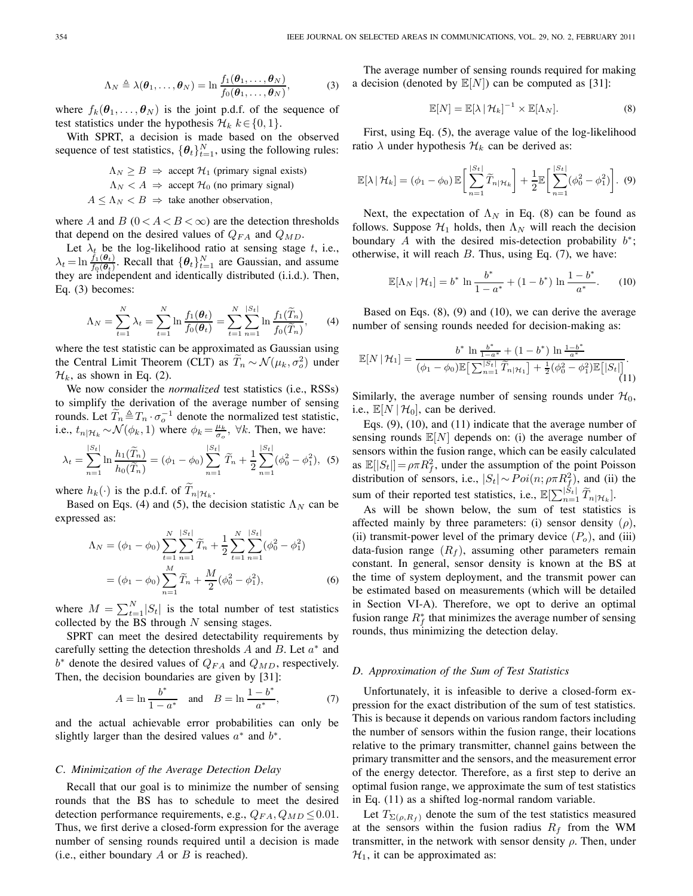$$\Lambda_N \triangleq \lambda(\boldsymbol{\theta}_1, \ldots, \boldsymbol{\theta}_N) = \ln \frac{f_1(\boldsymbol{\theta}_1, \ldots, \boldsymbol{\theta}_N)}{f_0(\boldsymbol{\theta}_1, \ldots, \boldsymbol{\theta}_N)}, \tag{3}$$

where $f_k(\boldsymbol{\theta}_1, \ldots, \boldsymbol{\theta}_N)$ is the joint p.d.f. of the sequence of test statistics under the hypothesis $\mathcal{H}_k$ $k \in \{0, 1\}$.

With SPRT, a decision is made based on the observed sequence of test statistics, $\{\boldsymbol{\theta}_t\}_{t=1}^N$, using the following rules:

$$\begin{aligned}
\Lambda_N \geq B \;&\Rightarrow\; \text{accept } \mathcal{H}_1 \text{ (primary signal exists)} \\
\Lambda_N < A \;&\Rightarrow\; \text{accept } \mathcal{H}_0 \text{ (no primary signal)} \\
A \leq \Lambda_N < B \;&\Rightarrow\; \text{take another observation,}
\end{aligned}$$

where $A$ and $B$ $(0 < A < B < \infty)$ are the detection thresholds that depend on the desired values of $Q_{FA}$ and $Q_{MD}$.

Let $\lambda_t$ be the log-likelihood ratio at sensing stage $t$, i.e., $\lambda_t = \ln \frac{f_1(\boldsymbol{\theta}_t)}{f_0(\boldsymbol{\theta}_t)}$. Recall that $\{\boldsymbol{\theta}_t\}_{t=1}^N$ are Gaussian, and assume they are independent and identically distributed (i.i.d.). Then, Eq. (3) becomes:

$$\Lambda_N = \sum_{t=1}^{N} \lambda_t = \sum_{t=1}^{N} \ln \frac{f_1(\boldsymbol{\theta}_t)}{f_0(\boldsymbol{\theta}_t)} = \sum_{t=1}^{N} \sum_{n=1}^{|S_t|} \ln \frac{f_1(\widetilde{T}_n)}{f_0(\widetilde{T}_n)}, \tag{4}$$

where the test statistic can be approximated as Gaussian using the Central Limit Theorem (CLT) as $\widetilde{T}_n \sim \mathcal{N}(\mu_k, \sigma_o^2)$ under $\mathcal{H}_k$, as shown in Eq. (2).

We now consider the *normalized* test statistics (i.e., RSSs) to simplify the derivation of the average number of sensing rounds. Let $\widetilde{T}_n \triangleq T_n \cdot \sigma_o^{-1}$ denote the normalized test statistic, i.e., $t_{n|\mathcal{H}_k} \sim \mathcal{N}(\phi_k, 1)$ where $\phi_k = \frac{\mu_k}{\sigma_o}$, $\forall k$. Then, we have:

$$\lambda_t = \sum_{n=1}^{|S_t|} \ln \frac{h_1(\widetilde{T}_n)}{h_0(\widetilde{T}_n)} = (\phi_1 - \phi_0) \sum_{n=1}^{|S_t|} \widetilde{T}_n + \frac{1}{2} \sum_{n=1}^{|S_t|} (\phi_0^2 - \phi_1^2), \tag{5}$$

where $h_k(\cdot)$ is the p.d.f. of $\widetilde{T}_{n|\mathcal{H}_k}$.

Based on Eqs. (4) and (5), the decision statistic $\Lambda_N$ can be expressed as:

$$\begin{aligned}
\Lambda_N &= (\phi_1 - \phi_0) \sum_{t=1}^{N} \sum_{n=1}^{|S_t|} \widetilde{T}_n + \frac{1}{2} \sum_{t=1}^{N} \sum_{n=1}^{|S_t|} (\phi_0^2 - \phi_1^2) \\
&= (\phi_1 - \phi_0) \sum_{n=1}^{M} \widetilde{T}_n + \frac{M}{2} (\phi_0^2 - \phi_1^2),
\end{aligned} \tag{6}$$

where $M = \sum_{t=1}^{N} |S_t|$ is the total number of test statistics collected by the BS through $N$ sensing stages.

SPRT can meet the desired detectability requirements by carefully setting the detection thresholds $A$ and $B$. Let $a^*$ and $b^*$ denote the desired values of $Q_{FA}$ and $Q_{MD}$, respectively. Then, the decision boundaries are given by [31]:

$$A = \ln \frac{b^*}{1 - a^*} \quad \text{and} \quad B = \ln \frac{1 - b^*}{a^*}, \tag{7}$$

and the actual achievable error probabilities can only be slightly larger than the desired values $a^*$ and $b^*$.

### C. Minimization of the Average Detection Delay

Recall that our goal is to minimize the number of sensing rounds that the BS has to schedule to meet the desired detection performance requirements, e.g., $Q_{FA}, Q_{MD} \leq 0.01$. Thus, we first derive a closed-form expression for the average number of sensing rounds required until a decision is made (i.e., either boundary $A$ or $B$ is reached).

The average number of sensing rounds required for making a decision (denoted by $\mathbb{E}[N]$) can be computed as [31]:

$$\mathbb{E}[N] = \mathbb{E}[\lambda \,|\, \mathcal{H}_k]^{-1} \times \mathbb{E}[\Lambda_N]. \tag{8}$$

First, using Eq. (5), the average value of the log-likelihood ratio $\lambda$ under hypothesis $\mathcal{H}_k$ can be derived as:

$$\mathbb{E}[\lambda \,|\, \mathcal{H}_k] = (\phi_1 - \phi_0) \mathbb{E}\Big[ \sum_{n=1}^{|S_t|} \widetilde{T}_{n|\mathcal{H}_k} \Big] + \frac{1}{2} \mathbb{E}\Big[ \sum_{n=1}^{|S_t|} (\phi_0^2 - \phi_1^2) \Big]. \tag{9}$$

Next, the expectation of $\Lambda_N$ in Eq. (8) can be found as follows. Suppose $\mathcal{H}_1$ holds, then $\Lambda_N$ will reach the decision boundary $A$ with the desired mis-detection probability $b^*$; otherwise, it will reach $B$. Thus, using Eq. (7), we have:

$$\mathbb{E}[\Lambda_N \,|\, \mathcal{H}_1] = b^* \ln \frac{b^*}{1 - a^*} + (1 - b^*) \ln \frac{1 - b^*}{a^*}. \tag{10}$$

Based on Eqs. (8), (9) and (10), we can derive the average number of sensing rounds needed for decision-making as:

$$\mathbb{E}[N \,|\, \mathcal{H}_1] = \frac{b^* \ln \frac{b^*}{1 - a^*} + (1 - b^*) \ln \frac{1 - b^*}{a^*}}{(\phi_1 - \phi_0) \mathbb{E}\big[ \sum_{n=1}^{|S_t|} \widetilde{T}_{n|\mathcal{H}_1} \big] + \frac{1}{2} (\phi_0^2 - \phi_1^2) \mathbb{E}\big[ |S_t| \big]}. \tag{11}$$

Similarly, the average number of sensing rounds under $\mathcal{H}_0$, i.e., $\mathbb{E}[N \,|\, \mathcal{H}_0]$, can be derived.

Eqs. (9), (10), and (11) indicate that the average number of sensing rounds $\mathbb{E}[N]$ depends on: (i) the average number of sensors within the fusion range, which can be easily calculated as $\mathbb{E}[|S_t|] = \rho \pi R_f^2$, under the assumption of the point Poisson distribution of sensors, i.e., $|S_t| \sim Poi(n; \rho \pi R_f^2)$, and (ii) the sum of their reported test statistics, i.e., $\mathbb{E}[\sum_{n=1}^{|S_t|} \widetilde{T}_{n|\mathcal{H}_k}]$.

As will be shown below, the sum of test statistics is affected mainly by three parameters: (i) sensor density ($\rho$), (ii) transmit-power level of the primary device ($P_o$), and (iii) data-fusion range ($R_f$), assuming other parameters remain constant. In general, sensor density is known at the BS at the time of system deployment, and the transmit power can be estimated based on measurements (which will be detailed in Section VI-A). Therefore, we opt to derive an optimal fusion range $R_f^*$ that minimizes the average number of sensing rounds, thus minimizing the detection delay.

### D. Approximation of the Sum of Test Statistics

Unfortunately, it is infeasible to derive a closed-form expression for the exact distribution of the sum of test statistics. This is because it depends on various random factors including the number of sensors within the fusion range, their locations relative to the primary transmitter, channel gains between the primary transmitter and the sensors, and the measurement error of the energy detector. Therefore, as a first step to derive an optimal fusion range, we approximate the sum of test statistics in Eq. (11) as a shifted log-normal random variable.

Let $T_{\Sigma(\rho, R_f)}$ denote the sum of the test statistics measured at the sensors within the fusion radius $R_f$ from the WM transmitter, in the network with sensor density $\rho$. Then, under $\mathcal{H}_1$, it can be approximated as: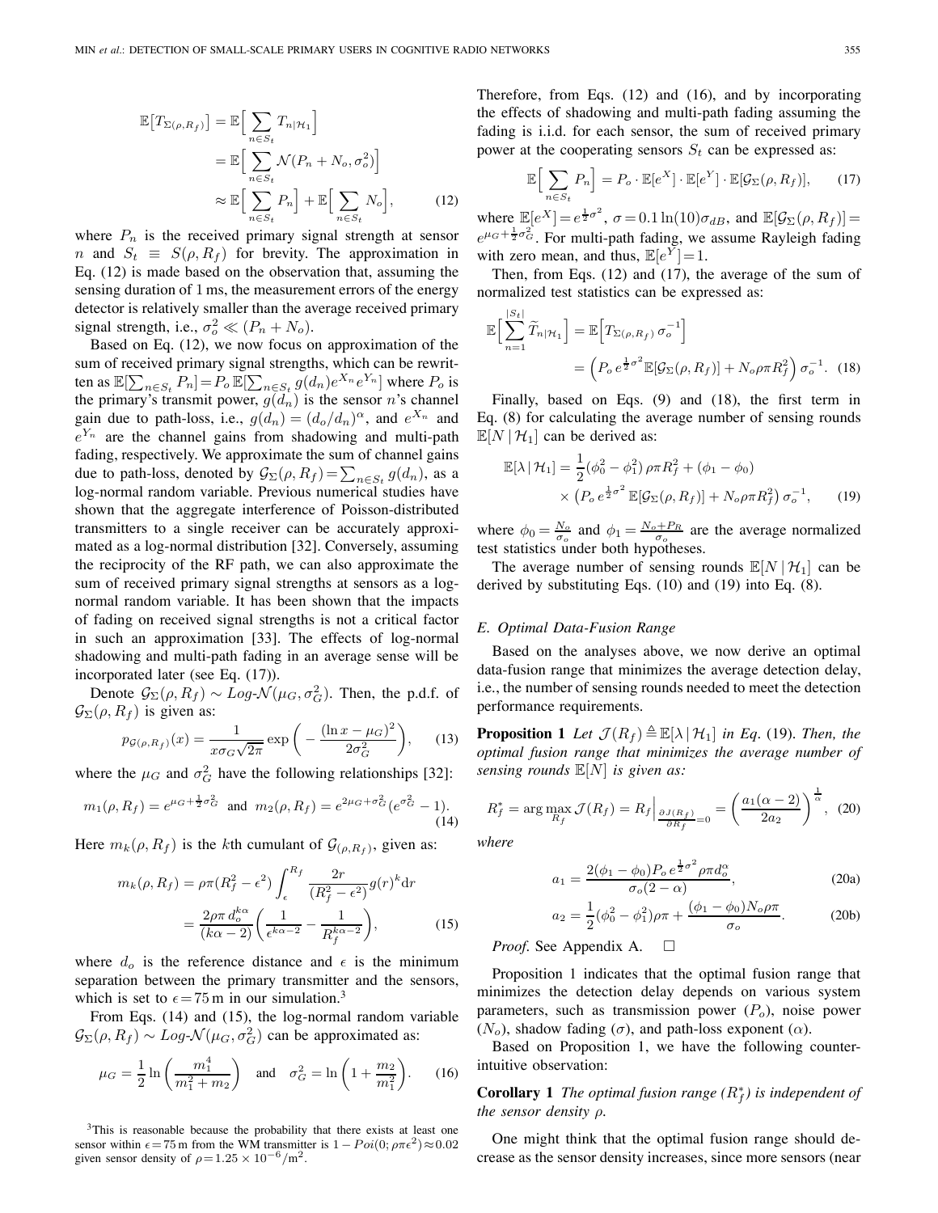$$
\begin{aligned}
\mathbb{E}\big[T_{\Sigma(\rho,R_f)}\big] &= \mathbb{E}\Big[\sum_{n\in S_t} T_{n|\mathcal{H}_1}\Big] \\
&= \mathbb{E}\Big[\sum_{n\in S_t} \mathcal{N}(P_n+N_o,\sigma_o^2)\Big] \\
&\approx \mathbb{E}\Big[\sum_{n\in S_t} P_n\Big] + \mathbb{E}\Big[\sum_{n\in S_t} N_o\Big],
\end{aligned} \tag{12}
$$

where $P_n$ is the received primary signal strength at sensor $n$ and $S_t \equiv S(\rho, R_f)$ for brevity. The approximation in Eq. (12) is made based on the observation that, assuming the sensing duration of 1 ms, the measurement errors of the energy detector is relatively smaller than the average received primary signal strength, i.e., $\sigma_o^2 \ll (P_n + N_o)$.

Based on Eq. (12), we now focus on approximation of the sum of received primary signal strengths, which can be rewritten as $\mathbb{E}[\sum_{n\in S_t} P_n] = P_o\, \mathbb{E}[\sum_{n\in S_t} g(d_n) e^{X_n} e^{Y_n}]$ where $P_o$ is the primary's transmit power, $g(d_n)$ is the sensor $n$'s channel gain due to path-loss, i.e., $g(d_n) = (d_o/d_n)^\alpha$, and $e^{X_n}$ and $e^{Y_n}$ are the channel gains from shadowing and multi-path fading, respectively. We approximate the sum of channel gains due to path-loss, denoted by $\mathcal{G}_\Sigma(\rho, R_f) = \sum_{n\in S_t} g(d_n)$, as a log-normal random variable. Previous numerical studies have shown that the aggregate interference of Poisson-distributed transmitters to a single receiver can be accurately approximated as a log-normal distribution [32]. Conversely, assuming the reciprocity of the RF path, we can also approximate the sum of received primary signal strengths at sensors as a log-normal random variable. It has been shown that the impacts of fading on received signal strengths is not a critical factor in such an approximation [33]. The effects of log-normal shadowing and multi-path fading in an average sense will be incorporated later (see Eq. (17)).

Denote $\mathcal{G}_\Sigma(\rho, R_f) \sim Log\text{-}\mathcal{N}(\mu_G, \sigma_G^2)$. Then, the p.d.f. of $\mathcal{G}_\Sigma(\rho, R_f)$ is given as:

$$
p_{\mathcal{G}(\rho,R_f)}(x) = \frac{1}{x\sigma_G\sqrt{2\pi}} \exp\bigg(-\frac{(\ln x - \mu_G)^2}{2\sigma_G^2}\bigg), \tag{13}
$$

where the $\mu_G$ and $\sigma_G^2$ have the following relationships [32]:

$$
m_1(\rho, R_f) = e^{\mu_G + \frac{1}{2}\sigma_G^2} \quad\text{and}\quad m_2(\rho, R_f) = e^{2\mu_G + \sigma_G^2}(e^{\sigma_G^2} - 1). \tag{14}
$$

Here $m_k(\rho, R_f)$ is the $k$th cumulant of $\mathcal{G}_{(\rho,R_f)}$, given as:

$$
\begin{aligned}
m_k(\rho, R_f) &= \rho\pi(R_f^2 - \epsilon^2) \int_\epsilon^{R_f} \frac{2r}{(R_f^2 - \epsilon^2)} g(r)^k \mathrm{d}r \\
&= \frac{2\rho\pi\, d_o^{k\alpha}}{(k\alpha - 2)} \bigg(\frac{1}{\epsilon^{k\alpha-2}} - \frac{1}{R_f^{k\alpha-2}}\bigg),
\end{aligned} \tag{15}
$$

where $d_o$ is the reference distance and $\epsilon$ is the minimum separation between the primary transmitter and the sensors, which is set to $\epsilon = 75$ m in our simulation.[3]

From Eqs. (14) and (15), the log-normal random variable $\mathcal{G}_\Sigma(\rho, R_f) \sim Log\text{-}\mathcal{N}(\mu_G, \sigma_G^2)$ can be approximated as:

$$
\mu_G = \frac{1}{2}\ln\bigg(\frac{m_1^4}{m_1^2 + m_2}\bigg) \quad\text{and}\quad \sigma_G^2 = \ln\bigg(1 + \frac{m_2}{m_1^2}\bigg). \tag{16}
$$

[3]This is reasonable because the probability that there exists at least one sensor within $\epsilon = 75$ m from the WM transmitter is $1 - Poi(0; \rho\pi\epsilon^2) \approx 0.02$ given sensor density of $\rho = 1.25 \times 10^{-6}/\text{m}^2$.

Therefore, from Eqs. (12) and (16), and by incorporating the effects of shadowing and multi-path fading assuming the fading is i.i.d. for each sensor, the sum of received primary power at the cooperating sensors $S_t$ can be expressed as:

$$
\mathbb{E}\Big[\sum_{n\in S_t} P_n\Big] = P_o \cdot \mathbb{E}[e^X] \cdot \mathbb{E}[e^Y] \cdot \mathbb{E}[\mathcal{G}_\Sigma(\rho, R_f)], \tag{17}
$$

where $\mathbb{E}[e^X] = e^{\frac{1}{2}\sigma^2}$, $\sigma = 0.1\ln(10)\sigma_{dB}$, and $\mathbb{E}[\mathcal{G}_\Sigma(\rho, R_f)] = e^{\mu_G + \frac{1}{2}\sigma_G^2}$. For multi-path fading, we assume Rayleigh fading with zero mean, and thus, $\mathbb{E}[e^Y] = 1$.

Then, from Eqs. (12) and (17), the average of the sum of normalized test statistics can be expressed as:

$$
\begin{aligned}
\mathbb{E}\Big[\sum_{n=1}^{|S_t|} \widetilde{T}_{n|\mathcal{H}_1}\Big] &= \mathbb{E}\Big[T_{\Sigma(\rho,R_f)}\,\sigma_o^{-1}\Big] \\
&= \Big(P_o\, e^{\frac{1}{2}\sigma^2}\mathbb{E}[\mathcal{G}_\Sigma(\rho, R_f)] + N_o\rho\pi R_f^2\Big)\,\sigma_o^{-1}.
\end{aligned} \tag{18}
$$

Finally, based on Eqs. (9) and (18), the first term in Eq. (8) for calculating the average number of sensing rounds $\mathbb{E}[N \,|\, \mathcal{H}_1]$ can be derived as:

$$
\begin{aligned}
\mathbb{E}[\lambda \,|\, \mathcal{H}_1] &= \frac{1}{2}(\phi_0^2 - \phi_1^2)\,\rho\pi R_f^2 + (\phi_1 - \phi_0) \\
&\quad \times \big(P_o\, e^{\frac{1}{2}\sigma^2}\,\mathbb{E}[\mathcal{G}_\Sigma(\rho, R_f)] + N_o\rho\pi R_f^2\big)\,\sigma_o^{-1},
\end{aligned} \tag{19}
$$

where $\phi_0 = \frac{N_o}{\sigma_o}$ and $\phi_1 = \frac{N_o + P_R}{\sigma_o}$ are the average normalized test statistics under both hypotheses.

The average number of sensing rounds $\mathbb{E}[N \,|\, \mathcal{H}_1]$ can be derived by substituting Eqs. (10) and (19) into Eq. (8).

### E. Optimal Data-Fusion Range

Based on the analyses above, we now derive an optimal data-fusion range that minimizes the average detection delay, i.e., the number of sensing rounds needed to meet the detection performance requirements.

**Proposition 1** *Let $\mathcal{J}(R_f) \triangleq \mathbb{E}[\lambda \,|\, \mathcal{H}_1]$ in Eq. (19). Then, the optimal fusion range that minimizes the average number of sensing rounds $\mathbb{E}[N]$ is given as:*

$$
R_f^* = \arg\max_{R_f} \mathcal{J}(R_f) = R_f\Big|_{\frac{\partial \mathcal{J}(R_f)}{\partial R_f} = 0} = \bigg(\frac{a_1(\alpha - 2)}{2a_2}\bigg)^{\frac{1}{\alpha}}, \tag{20}
$$

*where*

$$
a_1 = \frac{2(\phi_1 - \phi_0)P_o\, e^{\frac{1}{2}\sigma^2}\rho\pi d_o^\alpha}{\sigma_o(2 - \alpha)}, \tag{20a}
$$

$$
a_2 = \frac{1}{2}(\phi_0^2 - \phi_1^2)\rho\pi + \frac{(\phi_1 - \phi_0)N_o\rho\pi}{\sigma_o}. \tag{20b}
$$

*Proof.* See Appendix A. □

Proposition 1 indicates that the optimal fusion range that minimizes the detection delay depends on various system parameters, such as transmission power ($P_o$), noise power ($N_o$), shadow fading ($\sigma$), and path-loss exponent ($\alpha$).

Based on Proposition 1, we have the following counter-intuitive observation:

**Corollary 1** *The optimal fusion range ($R_f^*$) is independent of the sensor density $\rho$.*

One might think that the optimal fusion range should decrease as the sensor density increases, since more sensors (near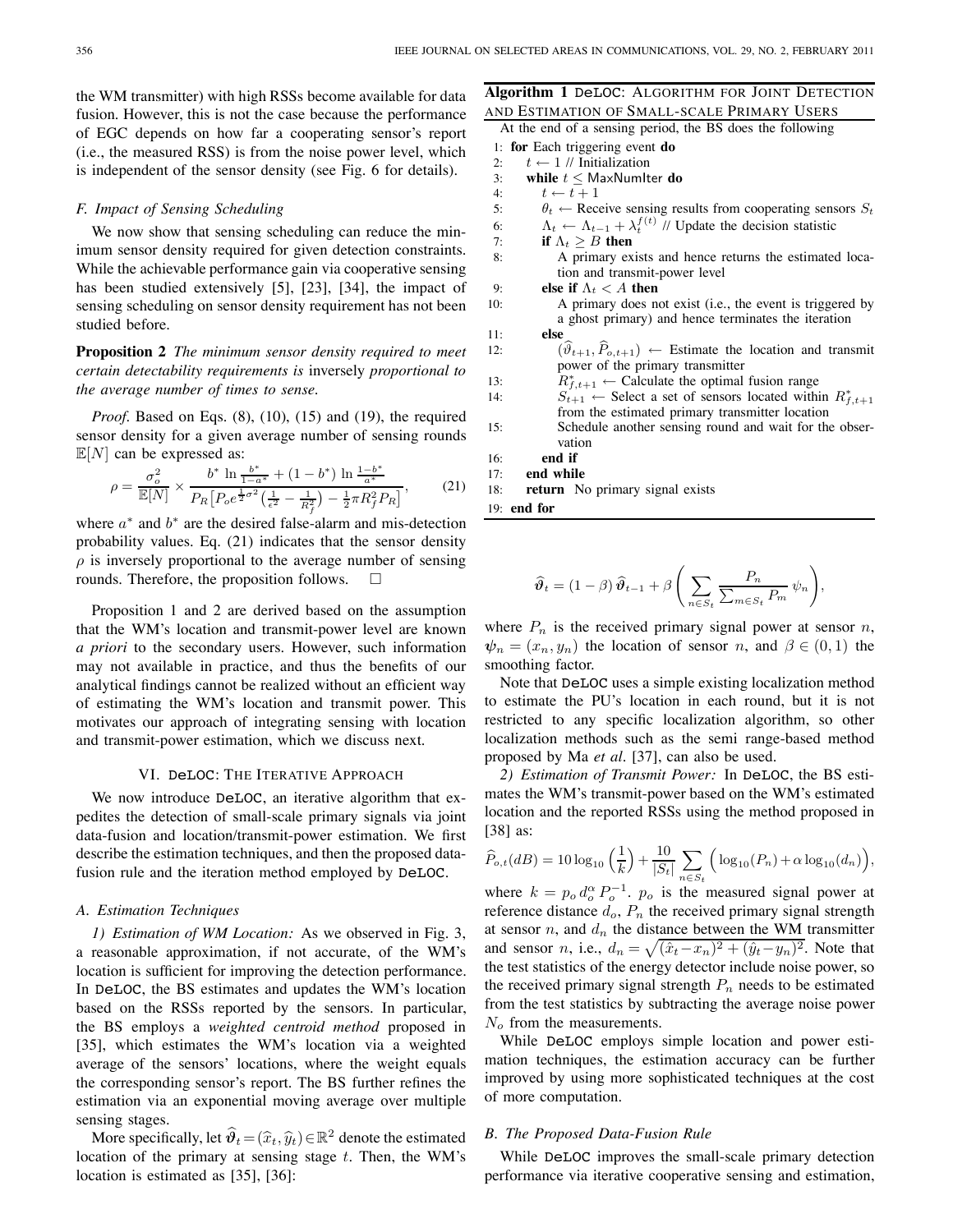the WM transmitter) with high RSSs become available for data fusion. However, this is not the case because the performance of EGC depends on how far a cooperating sensor's report (i.e., the measured RSS) is from the noise power level, which is independent of the sensor density (see Fig. 6 for details).

### F. Impact of Sensing Scheduling

We now show that sensing scheduling can reduce the minimum sensor density required for given detection constraints. While the achievable performance gain via cooperative sensing has been studied extensively [5], [23], [34], the impact of sensing scheduling on sensor density requirement has not been studied before.

**Proposition 2** *The minimum sensor density required to meet certain detectability requirements is* inversely *proportional to the average number of times to sense.*

*Proof.* Based on Eqs. (8), (10), (15) and (19), the required sensor density for a given average number of sensing rounds $\mathbb{E}[N]$ can be expressed as:

$$\rho = \frac{\sigma_o^2}{\mathbb{E}[N]} \times \frac{b^* \ln \frac{b^*}{1-a^*} + (1-b^*) \ln \frac{1-b^*}{a^*}}{P_R\big[P_o e^{\frac{1}{2}\sigma^2}\big(\frac{1}{\epsilon^2} - \frac{1}{R_f^2}\big) - \frac{1}{2}\pi R_f^2 P_R\big]}, \tag{21}$$

where $a^*$ and $b^*$ are the desired false-alarm and mis-detection probability values. Eq. (21) indicates that the sensor density $\rho$ is inversely proportional to the average number of sensing rounds. Therefore, the proposition follows. $\square$

Proposition 1 and 2 are derived based on the assumption that the WM's location and transmit-power level are known *a priori* to the secondary users. However, such information may not available in practice, and thus the benefits of our analytical findings cannot be realized without an efficient way of estimating the WM's location and transmit power. This motivates our approach of integrating sensing with location and transmit-power estimation, which we discuss next.

## VI. DeLOC: The Iterative Approach

We now introduce DeLOC, an iterative algorithm that expedites the detection of small-scale primary signals via joint data-fusion and location/transmit-power estimation. We first describe the estimation techniques, and then the proposed data-fusion rule and the iteration method employed by DeLOC.

### A. Estimation Techniques

*1) Estimation of WM Location:* As we observed in Fig. 3, a reasonable approximation, if not accurate, of the WM's location is sufficient for improving the detection performance. In DeLOC, the BS estimates and updates the WM's location based on the RSSs reported by the sensors. In particular, the BS employs a *weighted centroid method* proposed in [35], which estimates the WM's location via a weighted average of the sensors' locations, where the weight equals the corresponding sensor's report. The BS further refines the estimation via an exponential moving average over multiple sensing stages.

More specifically, let $\widehat{\boldsymbol{\vartheta}}_t = (\widehat{x}_t, \widehat{y}_t) \in \mathbb{R}^2$ denote the estimated location of the primary at sensing stage $t$. Then, the WM's location is estimated as [35], [36]:

**Algorithm 1** DeLOC: Algorithm for Joint Detection and Estimation of Small-scale Primary Users

```
At the end of a sensing period, the BS does the following
1:  for Each triggering event do
2:     t ← 1 // Initialization
3:     while t ≤ MaxNumIter do
4:        t ← t + 1
5:        θ_t ← Receive sensing results from cooperating sensors S_t
6:        Λ_t ← Λ_{t-1} + λ_t^{f(t)} // Update the decision statistic
7:        if Λ_t ≥ B then
8:           A primary exists and hence returns the estimated location and transmit-power level
9:        else if Λ_t < A then
10:          A primary does not exist (i.e., the event is triggered by a ghost primary) and hence terminates the iteration
11:       else
12:          (ϑ̂_{t+1}, P̂_{o,t+1}) ← Estimate the location and transmit power of the primary transmitter
13:          R*_{f,t+1} ← Calculate the optimal fusion range
14:          S_{t+1} ← Select a set of sensors located within R*_{f,t+1} from the estimated primary transmitter location
15:          Schedule another sensing round and wait for the observation
16:       end if
17:    end while
18:    return No primary signal exists
19: end for
```

$$\widehat{\boldsymbol{\vartheta}}_t = (1-\beta)\,\widehat{\boldsymbol{\vartheta}}_{t-1} + \beta\left(\sum_{n\in S_t} \frac{P_n}{\sum_{m\in S_t} P_m}\,\psi_n\right),$$

where $P_n$ is the received primary signal power at sensor $n$, $\psi_n = (x_n, y_n)$ the location of sensor $n$, and $\beta \in (0,1)$ the smoothing factor.

Note that DeLOC uses a simple existing localization method to estimate the PU's location in each round, but it is not restricted to any specific localization algorithm, so other localization methods such as the semi range-based method proposed by Ma *et al*. [37], can also be used.

*2) Estimation of Transmit Power:* In DeLOC, the BS estimates the WM's transmit-power based on the WM's estimated location and the reported RSSs using the method proposed in [38] as:

$$\widehat{P}_{o,t}(dB) = 10\log_{10}\Big(\frac{1}{k}\Big) + \frac{10}{|S_t|}\sum_{n\in S_t}\Big(\log_{10}(P_n) + \alpha\log_{10}(d_n)\Big),$$

where $k = p_o\, d_o^{\alpha}\, P_o^{-1}$. $p_o$ is the measured signal power at reference distance $d_o$, $P_n$ the received primary signal strength at sensor $n$, and $d_n$ the distance between the WM transmitter and sensor $n$, i.e., $d_n = \sqrt{(\hat{x}_t - x_n)^2 + (\hat{y}_t - y_n)^2}$. Note that the test statistics of the energy detector include noise power, so the received primary signal strength $P_n$ needs to be estimated from the test statistics by subtracting the average noise power $N_o$ from the measurements.

While DeLOC employs simple location and power estimation techniques, the estimation accuracy can be further improved by using more sophisticated techniques at the cost of more computation.

### B. The Proposed Data-Fusion Rule

While DeLOC improves the small-scale primary detection performance via iterative cooperative sensing and estimation,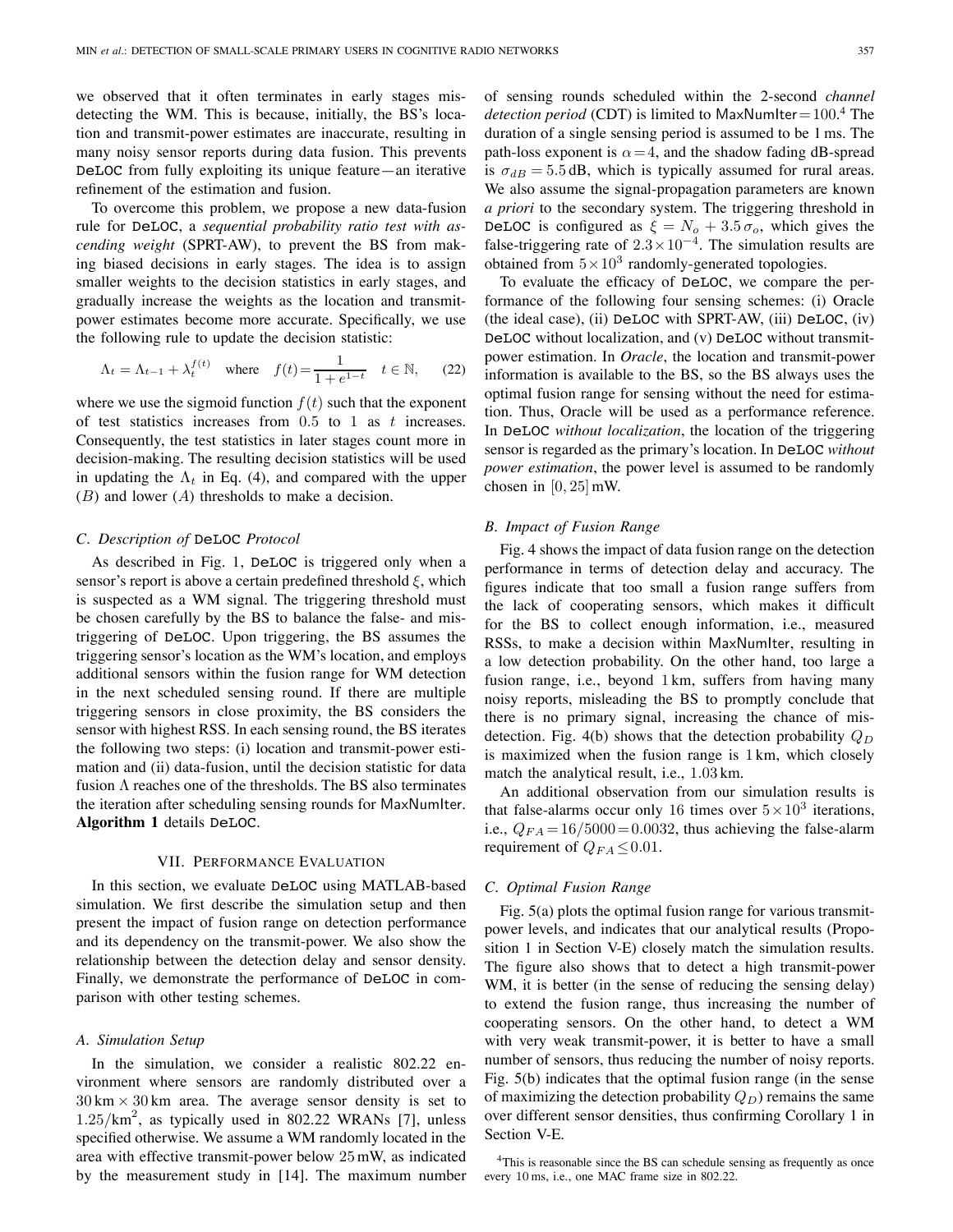we observed that it often terminates in early stages mis-detecting the WM. This is because, initially, the BS's location and transmit-power estimates are inaccurate, resulting in many noisy sensor reports during data fusion. This prevents DeLOC from fully exploiting its unique feature—an iterative refinement of the estimation and fusion.

To overcome this problem, we propose a new data-fusion rule for DeLOC, a *sequential probability ratio test with ascending weight* (SPRT-AW), to prevent the BS from making biased decisions in early stages. The idea is to assign smaller weights to the decision statistics in early stages, and gradually increase the weights as the location and transmit-power estimates become more accurate. Specifically, we use the following rule to update the decision statistic:

$$\Lambda_t = \Lambda_{t-1} + \lambda_t^{f(t)} \quad \text{where} \quad f(t) = \frac{1}{1+e^{1-t}} \quad t \in \mathbb{N}, \qquad (22)$$

where we use the sigmoid function $f(t)$ such that the exponent of test statistics increases from 0.5 to 1 as $t$ increases. Consequently, the test statistics in later stages count more in decision-making. The resulting decision statistics will be used in updating the $\Lambda_t$ in Eq. (4), and compared with the upper ($B$) and lower ($A$) thresholds to make a decision.

### C. Description of DeLOC Protocol

As described in Fig. 1, DeLOC is triggered only when a sensor's report is above a certain predefined threshold $\xi$, which is suspected as a WM signal. The triggering threshold must be chosen carefully by the BS to balance the false- and mis-triggering of DeLOC. Upon triggering, the BS assumes the triggering sensor's location as the WM's location, and employs additional sensors within the fusion range for WM detection in the next scheduled sensing round. If there are multiple triggering sensors in close proximity, the BS considers the sensor with highest RSS. In each sensing round, the BS iterates the following two steps: (i) location and transmit-power estimation and (ii) data-fusion, until the decision statistic for data fusion $\Lambda$ reaches one of the thresholds. The BS also terminates the iteration after scheduling sensing rounds for MaxNumIter. **Algorithm 1** details DeLOC.

## VII. Performance Evaluation

In this section, we evaluate DeLOC using MATLAB-based simulation. We first describe the simulation setup and then present the impact of fusion range on detection performance and its dependency on the transmit-power. We also show the relationship between the detection delay and sensor density. Finally, we demonstrate the performance of DeLOC in comparison with other testing schemes.

### A. Simulation Setup

In the simulation, we consider a realistic 802.22 environment where sensors are randomly distributed over a $30\,\text{km} \times 30\,\text{km}$ area. The average sensor density is set to $1.25/\text{km}^2$, as typically used in 802.22 WRANs [7], unless specified otherwise. We assume a WM randomly located in the area with effective transmit-power below 25 mW, as indicated by the measurement study in [14]. The maximum number of sensing rounds scheduled within the 2-second *channel detection period* (CDT) is limited to MaxNumIter $= 100$.[4] The duration of a single sensing period is assumed to be 1 ms. The path-loss exponent is $\alpha = 4$, and the shadow fading dB-spread is $\sigma_{dB} = 5.5\,\text{dB}$, which is typically assumed for rural areas. We also assume the signal-propagation parameters are known *a priori* to the secondary system. The triggering threshold in DeLOC is configured as $\xi = N_o + 3.5\,\sigma_o$, which gives the false-triggering rate of $2.3 \times 10^{-4}$. The simulation results are obtained from $5 \times 10^3$ randomly-generated topologies.

To evaluate the efficacy of DeLOC, we compare the performance of the following four sensing schemes: (i) Oracle (the ideal case), (ii) DeLOC with SPRT-AW, (iii) DeLOC, (iv) DeLOC without localization, and (v) DeLOC without transmit-power estimation. In *Oracle*, the location and transmit-power information is available to the BS, so the BS always uses the optimal fusion range for sensing without the need for estimation. Thus, Oracle will be used as a performance reference. In DeLOC *without localization*, the location of the triggering sensor is regarded as the primary's location. In DeLOC *without power estimation*, the power level is assumed to be randomly chosen in $[0, 25]$ mW.

### B. Impact of Fusion Range

Fig. 4 shows the impact of data fusion range on the detection performance in terms of detection delay and accuracy. The figures indicate that too small a fusion range suffers from the lack of cooperating sensors, which makes it difficult for the BS to collect enough information, i.e., measured RSSs, to make a decision within MaxNumIter, resulting in a low detection probability. On the other hand, too large a fusion range, i.e., beyond 1 km, suffers from having many noisy reports, misleading the BS to promptly conclude that there is no primary signal, increasing the chance of mis-detection. Fig. 4(b) shows that the detection probability $Q_D$ is maximized when the fusion range is 1 km, which closely match the analytical result, i.e., 1.03 km.

An additional observation from our simulation results is that false-alarms occur only 16 times over $5 \times 10^3$ iterations, i.e., $Q_{FA} = 16/5000 = 0.0032$, thus achieving the false-alarm requirement of $Q_{FA} \leq 0.01$.

### C. Optimal Fusion Range

Fig. 5(a) plots the optimal fusion range for various transmit-power levels, and indicates that our analytical results (Proposition 1 in Section V-E) closely match the simulation results. The figure also shows that to detect a high transmit-power WM, it is better (in the sense of reducing the sensing delay) to extend the fusion range, thus increasing the number of cooperating sensors. On the other hand, to detect a WM with very weak transmit-power, it is better to have a small number of sensors, thus reducing the number of noisy reports. Fig. 5(b) indicates that the optimal fusion range (in the sense of maximizing the detection probability $Q_D$) remains the same over different sensor densities, thus confirming Corollary 1 in Section V-E.

[4] This is reasonable since the BS can schedule sensing as frequently as once every 10 ms, i.e., one MAC frame size in 802.22.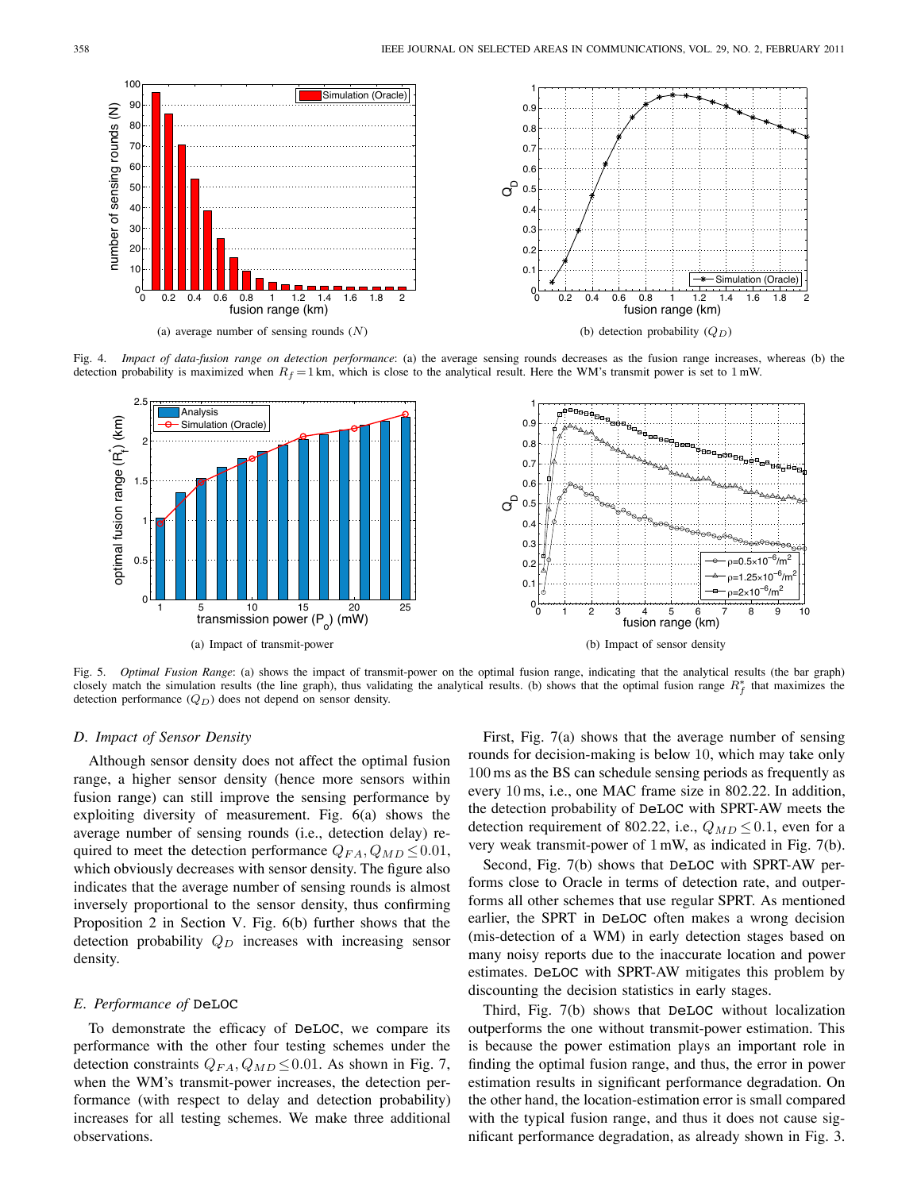(a) average number of sensing rounds ($N$)

(b) detection probability ($Q_D$)

Fig. 4. *Impact of data-fusion range on detection performance*: (a) the average sensing rounds decreases as the fusion range increases, whereas (b) the detection probability is maximized when $R_f = 1$ km, which is close to the analytical result. Here the WM's transmit power is set to 1 mW.

(a) Impact of transmit-power

(b) Impact of sensor density

Fig. 5. *Optimal Fusion Range*: (a) shows the impact of transmit-power on the optimal fusion range, indicating that the analytical results (the bar graph) closely match the simulation results (the line graph), thus validating the analytical results. (b) shows that the optimal fusion range $R_f^*$ that maximizes the detection performance ($Q_D$) does not depend on sensor density.

### D. Impact of Sensor Density

Although sensor density does not affect the optimal fusion range, a higher sensor density (hence more sensors within fusion range) can still improve the sensing performance by exploiting diversity of measurement. Fig. 6(a) shows the average number of sensing rounds (i.e., detection delay) required to meet the detection performance $Q_{FA}, Q_{MD} \leq 0.01$, which obviously decreases with sensor density. The figure also indicates that the average number of sensing rounds is almost inversely proportional to the sensor density, thus confirming Proposition 2 in Section V. Fig. 6(b) further shows that the detection probability $Q_D$ increases with increasing sensor density.

### E. Performance of DeLOC

To demonstrate the efficacy of DeLOC, we compare its performance with the other four testing schemes under the detection constraints $Q_{FA}, Q_{MD} \leq 0.01$. As shown in Fig. 7, when the WM's transmit-power increases, the detection performance (with respect to delay and detection probability) increases for all testing schemes. We make three additional observations.

First, Fig. 7(a) shows that the average number of sensing rounds for decision-making is below 10, which may take only 100 ms as the BS can schedule sensing periods as frequently as every 10 ms, i.e., one MAC frame size in 802.22. In addition, the detection probability of DeLOC with SPRT-AW meets the detection requirement of 802.22, i.e., $Q_{MD} \leq 0.1$, even for a very weak transmit-power of 1 mW, as indicated in Fig. 7(b).

Second, Fig. 7(b) shows that DeLOC with SPRT-AW performs close to Oracle in terms of detection rate, and outperforms all other schemes that use regular SPRT. As mentioned earlier, the SPRT in DeLOC often makes a wrong decision (mis-detection of a WM) in early detection stages based on many noisy reports due to the inaccurate location and power estimates. DeLOC with SPRT-AW mitigates this problem by discounting the decision statistics in early stages.

Third, Fig. 7(b) shows that DeLOC without localization outperforms the one without transmit-power estimation. This is because the power estimation plays an important role in finding the optimal fusion range, and thus, the error in power estimation results in significant performance degradation. On the other hand, the location-estimation error is small compared with the typical fusion range, and thus it does not cause significant performance degradation, as already shown in Fig. 3.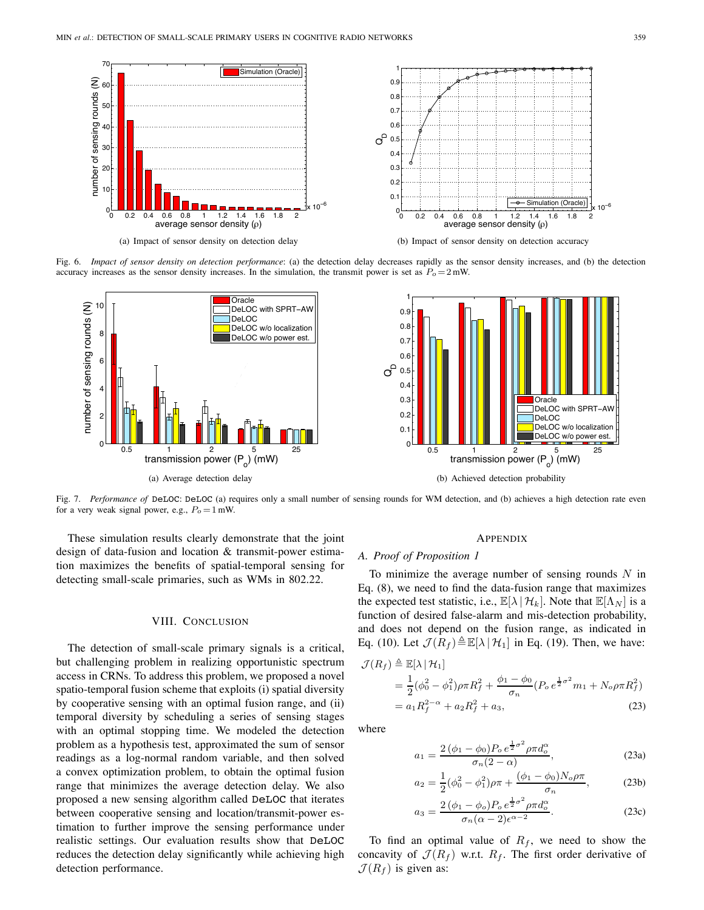(a) Impact of sensor density on detection delay

(b) Impact of sensor density on detection accuracy

Fig. 6. *Impact of sensor density on detection performance*: (a) the detection delay decreases rapidly as the sensor density increases, and (b) the detection accuracy increases as the sensor density increases. In the simulation, the transmit power is set as $P_o = 2\,\text{mW}$.

(a) Average detection delay

(b) Achieved detection probability

Fig. 7. *Performance of* DeLOC: DeLOC (a) requires only a small number of sensing rounds for WM detection, and (b) achieves a high detection rate even for a very weak signal power, e.g., $P_o = 1\,\text{mW}$.

These simulation results clearly demonstrate that the joint design of data-fusion and location & transmit-power estimation maximizes the benefits of spatial-temporal sensing for detecting small-scale primaries, such as WMs in 802.22.

## VIII. Conclusion

The detection of small-scale primary signals is a critical, but challenging problem in realizing opportunistic spectrum access in CRNs. To address this problem, we proposed a novel spatio-temporal fusion scheme that exploits (i) spatial diversity by cooperative sensing with an optimal fusion range, and (ii) temporal diversity by scheduling a series of sensing stages with an optimal stopping time. We modeled the detection problem as a hypothesis test, approximated the sum of sensor readings as a log-normal random variable, and then solved a convex optimization problem, to obtain the optimal fusion range that minimizes the average detection delay. We also proposed a new sensing algorithm called DeLOC that iterates between cooperative sensing and location/transmit-power estimation to further improve the sensing performance under realistic settings. Our evaluation results show that DeLOC reduces the detection delay significantly while achieving high detection performance.

## Appendix

### A. Proof of Proposition 1

To minimize the average number of sensing rounds $N$ in Eq. (8), we need to find the data-fusion range that maximizes the expected test statistic, i.e., $\mathbb{E}[\lambda \,|\, \mathcal{H}_k]$. Note that $\mathbb{E}[\Lambda_N]$ is a function of desired false-alarm and mis-detection probability, and does not depend on the fusion range, as indicated in Eq. (10). Let $\mathcal{J}(R_f) \triangleq \mathbb{E}[\lambda \,|\, \mathcal{H}_1]$ in Eq. (19). Then, we have:

$$
\begin{aligned}
\mathcal{J}(R_f) &\triangleq \mathbb{E}[\lambda \,|\, \mathcal{H}_1] \\
&= \frac{1}{2}(\phi_0^2 - \phi_1^2)\rho\pi R_f^2 + \frac{\phi_1 - \phi_0}{\sigma_n}(P_o\, e^{\frac{1}{2}\sigma^2} m_1 + N_o \rho\pi R_f^2) \\
&= a_1 R_f^{2-\alpha} + a_2 R_f^2 + a_3,
\end{aligned} \tag{23}
$$

where

$$a_1 = \frac{2\,(\phi_1 - \phi_0)P_o\, e^{\frac{1}{2}\sigma^2}\rho\pi d_o^\alpha}{\sigma_n(2-\alpha)}, \tag{23a}$$

$$a_2 = \frac{1}{2}(\phi_0^2 - \phi_1^2)\rho\pi + \frac{(\phi_1 - \phi_0)N_o\rho\pi}{\sigma_n}, \tag{23b}$$

$$a_3 = \frac{2\,(\phi_1 - \phi_o)P_o\, e^{\frac{1}{2}\sigma^2}\rho\pi d_o^\alpha}{\sigma_n(\alpha-2)\epsilon^{\alpha-2}}. \tag{23c}$$

To find an optimal value of $R_f$, we need to show the concavity of $\mathcal{J}(R_f)$ w.r.t. $R_f$. The first order derivative of $\mathcal{J}(R_f)$ is given as: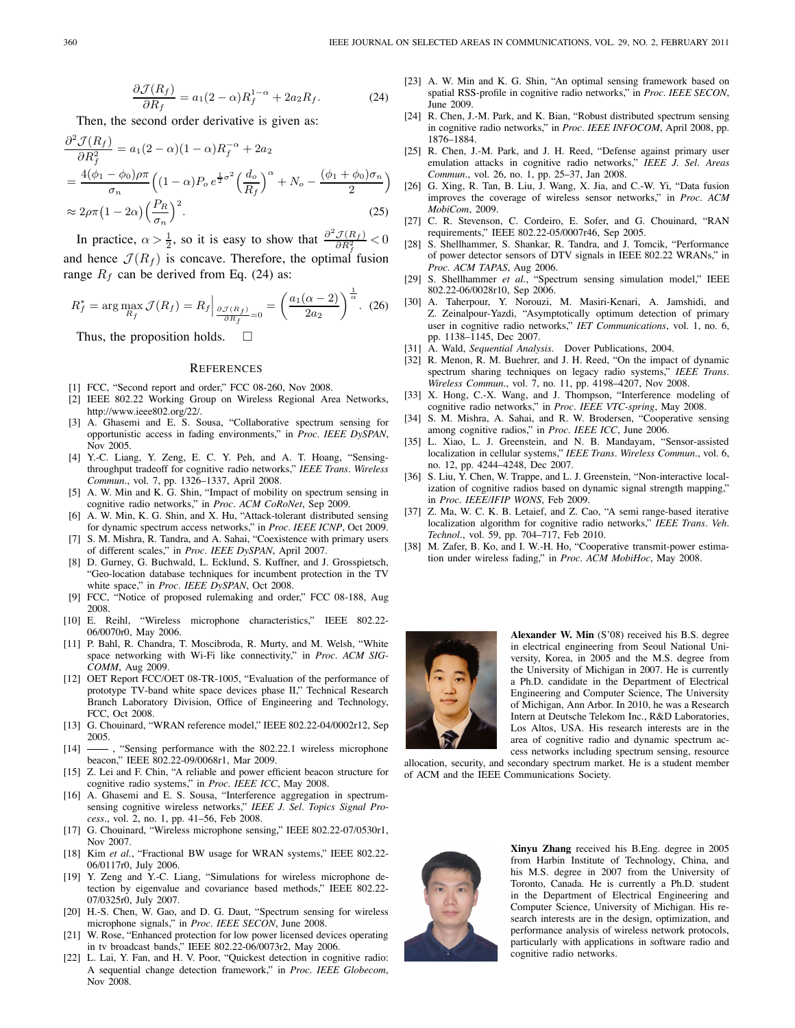$$\frac{\partial \mathcal{J}(R_f)}{\partial R_f} = a_1(2-\alpha)R_f^{1-\alpha} + 2a_2 R_f. \tag{24}$$

Then, the second order derivative is given as:

$$\begin{aligned}
\frac{\partial^2 \mathcal{J}(R_f)}{\partial R_f^2} &= a_1(2-\alpha)(1-\alpha)R_f^{-\alpha} + 2a_2 \\
&= \frac{4(\phi_1 - \phi_0)\rho\pi}{\sigma_n}\Big((1-\alpha)P_o\, e^{\frac{1}{2}\sigma^2}\Big(\frac{d_o}{R_f}\Big)^{\alpha} + N_o - \frac{(\phi_1+\phi_0)\sigma_n}{2}\Big) \\
&\approx 2\rho\pi\big(1-2\alpha\big)\Big(\frac{P_R}{\sigma_n}\Big)^2.
\end{aligned} \tag{25}$$

In practice, $\alpha > \frac{1}{2}$, so it is easy to show that $\frac{\partial^2 \mathcal{J}(R_f)}{\partial R_f^2} < 0$ and hence $\mathcal{J}(R_f)$ is concave. Therefore, the optimal fusion range $R_f$ can be derived from Eq. (24) as:

$$R_f^* = \arg\max_{R_f} \mathcal{J}(R_f) = R_f\Big|_{\frac{\partial \mathcal{J}(R_f)}{\partial R_f}=0} = \left(\frac{a_1(\alpha-2)}{2a_2}\right)^{\frac{1}{\alpha}}. \tag{26}$$

Thus, the proposition holds. □

## References

[1] FCC, "Second report and order," FCC 08-260, Nov 2008.

[2] IEEE 802.22 Working Group on Wireless Regional Area Networks, http://www.ieee802.org/22/.

[3] A. Ghasemi and E. S. Sousa, "Collaborative spectrum sensing for opportunistic access in fading environments," in *Proc. IEEE DySPAN*, Nov 2005.

[4] Y.-C. Liang, Y. Zeng, E. C. Y. Peh, and A. T. Hoang, "Sensing-throughput tradeoff for cognitive radio networks," *IEEE Trans. Wireless Commun.*, vol. 7, pp. 1326–1337, April 2008.

[5] A. W. Min and K. G. Shin, "Impact of mobility on spectrum sensing in cognitive radio networks," in *Proc. ACM CoRoNet*, Sep 2009.

[6] A. W. Min, K. G. Shin, and X. Hu, "Attack-tolerant distributed sensing for dynamic spectrum access networks," in *Proc. IEEE ICNP*, Oct 2009.

[7] S. M. Mishra, R. Tandra, and A. Sahai, "Coexistence with primary users of different scales," in *Proc. IEEE DySPAN*, April 2007.

[8] D. Gurney, G. Buchwald, L. Ecklund, S. Kuffner, and J. Grosspietsch, "Geo-location database techniques for incumbent protection in the TV white space," in *Proc. IEEE DySPAN*, Oct 2008.

[9] FCC, "Notice of proposed rulemaking and order," FCC 08-188, Aug 2008.

[10] E. Reihl, "Wireless microphone characteristics," IEEE 802.22-06/0070r0, May 2006.

[11] P. Bahl, R. Chandra, T. Moscibroda, R. Murty, and M. Welsh, "White space networking with Wi-Fi like connectivity," in *Proc. ACM SIGCOMM*, Aug 2009.

[12] OET Report FCC/OET 08-TR-1005, "Evaluation of the performance of prototype TV-band white space devices phase II," Technical Research Branch Laboratory Division, Office of Engineering and Technology, FCC, Oct 2008.

[13] G. Chouinard, "WRAN reference model," IEEE 802.22-04/0002r12, Sep 2005.

[14] ——, "Sensing performance with the 802.22.1 wireless microphone beacon," IEEE 802.22-09/0068r1, Mar 2009.

[15] Z. Lei and F. Chin, "A reliable and power efficient beacon structure for cognitive radio systems," in *Proc. IEEE ICC*, May 2008.

[16] A. Ghasemi and E. S. Sousa, "Interference aggregation in spectrum-sensing cognitive wireless networks," *IEEE J. Sel. Topics Signal Process.*, vol. 2, no. 1, pp. 41–56, Feb 2008.

[17] G. Chouinard, "Wireless microphone sensing," IEEE 802.22-07/0530r1, Nov 2007.

[18] Kim *et al.*, "Fractional BW usage for WRAN systems," IEEE 802.22-06/0117r0, July 2006.

[19] Y. Zeng and Y.-C. Liang, "Simulations for wireless microphone detection by eigenvalue and covariance based methods," IEEE 802.22-07/0325r0, July 2007.

[20] H.-S. Chen, W. Gao, and D. G. Daut, "Spectrum sensing for wireless microphone signals," in *Proc. IEEE SECON*, June 2008.

[21] W. Rose, "Enhanced protection for low power licensed devices operating in tv broadcast bands," IEEE 802.22-06/0073r2, May 2006.

[22] L. Lai, Y. Fan, and H. V. Poor, "Quickest detection in cognitive radio: A sequential change detection framework," in *Proc. IEEE Globecom*, Nov 2008.

[23] A. W. Min and K. G. Shin, "An optimal sensing framework based on spatial RSS-profile in cognitive radio networks," in *Proc. IEEE SECON*, June 2009.

[24] R. Chen, J.-M. Park, and K. Bian, "Robust distributed spectrum sensing in cognitive radio networks," in *Proc. IEEE INFOCOM*, April 2008, pp. 1876–1884.

[25] R. Chen, J.-M. Park, and J. H. Reed, "Defense against primary user emulation attacks in cognitive radio networks," *IEEE J. Sel. Areas Commun.*, vol. 26, no. 1, pp. 25–37, Jan 2008.

[26] G. Xing, R. Tan, B. Liu, J. Wang, X. Jia, and C.-W. Yi, "Data fusion improves the coverage of wireless sensor networks," in *Proc. ACM MobiCom*, 2009.

[27] C. R. Stevenson, C. Cordeiro, E. Sofer, and G. Chouinard, "RAN requirements," IEEE 802.22-05/0007r46, Sep 2005.

[28] S. Shellhammer, S. Shankar, R. Tandra, and J. Tomcik, "Performance of power detector sensors of DTV signals in IEEE 802.22 WRANs," in *Proc. ACM TAPAS*, Aug 2006.

[29] S. Shellhammer *et al.*, "Spectrum sensing simulation model," IEEE 802.22-06/0028r10, Sep 2006.

[30] A. Taherpour, Y. Norouzi, M. Masiri-Kenari, A. Jamshidi, and Z. Zeinalpour-Yazdi, "Asymptotically optimum detection of primary user in cognitive radio networks," *IET Communications*, vol. 1, no. 6, pp. 1138–1145, Dec 2007.

[31] A. Wald, *Sequential Analysis*. Dover Publications, 2004.

[32] R. Menon, R. M. Buehrer, and J. H. Reed, "On the impact of dynamic spectrum sharing techniques on legacy radio systems," *IEEE Trans. Wireless Commun.*, vol. 7, no. 11, pp. 4198–4207, Nov 2008.

[33] X. Hong, C.-X. Wang, and J. Thompson, "Interference modeling of cognitive radio networks," in *Proc. IEEE VTC-spring*, May 2008.

[34] S. M. Mishra, A. Sahai, and R. W. Brodersen, "Cooperative sensing among cognitive radios," in *Proc. IEEE ICC*, June 2006.

[35] L. Xiao, L. J. Greenstein, and N. B. Mandayam, "Sensor-assisted localization in cellular systems," *IEEE Trans. Wireless Commun.*, vol. 6, no. 12, pp. 4244–4248, Dec 2007.

[36] S. Liu, Y. Chen, W. Trappe, and L. J. Greenstein, "Non-interactive localization of cognitive radios based on dynamic signal strength mapping," in *Proc. IEEE/IFIP WONS*, Feb 2009.

[37] Z. Ma, W. C. K. B. Letaief, and Z. Cao, "A semi range-based iterative localization algorithm for cognitive radio networks," *IEEE Trans. Veh. Technol.*, vol. 59, pp. 704–717, Feb 2010.

[38] M. Zafer, B. Ko, and I. W.-H. Ho, "Cooperative transmit-power estimation under wireless fading," in *Proc. ACM MobiHoc*, May 2008.

**Alexander W. Min** (S'08) received his B.S. degree in electrical engineering from Seoul National University, Korea, in 2005 and the M.S. degree from the University of Michigan in 2007. He is currently a Ph.D. candidate in the Department of Electrical Engineering and Computer Science, The University of Michigan, Ann Arbor. In 2010, he was a Research Intern at Deutsche Telekom Inc., R&D Laboratories, Los Altos, USA. His research interests are in the area of cognitive radio and dynamic spectrum access networks including spectrum sensing, resource allocation, security, and secondary spectrum market. He is a student member of ACM and the IEEE Communications Society.

**Xinyu Zhang** received his B.Eng. degree in 2005 from Harbin Institute of Technology, China, and his M.S. degree in 2007 from the University of Toronto, Canada. He is currently a Ph.D. student in the Department of Electrical Engineering and Computer Science, University of Michigan. His research interests are in the design, optimization, and performance analysis of wireless network protocols, particularly with applications in software radio and cognitive radio networks.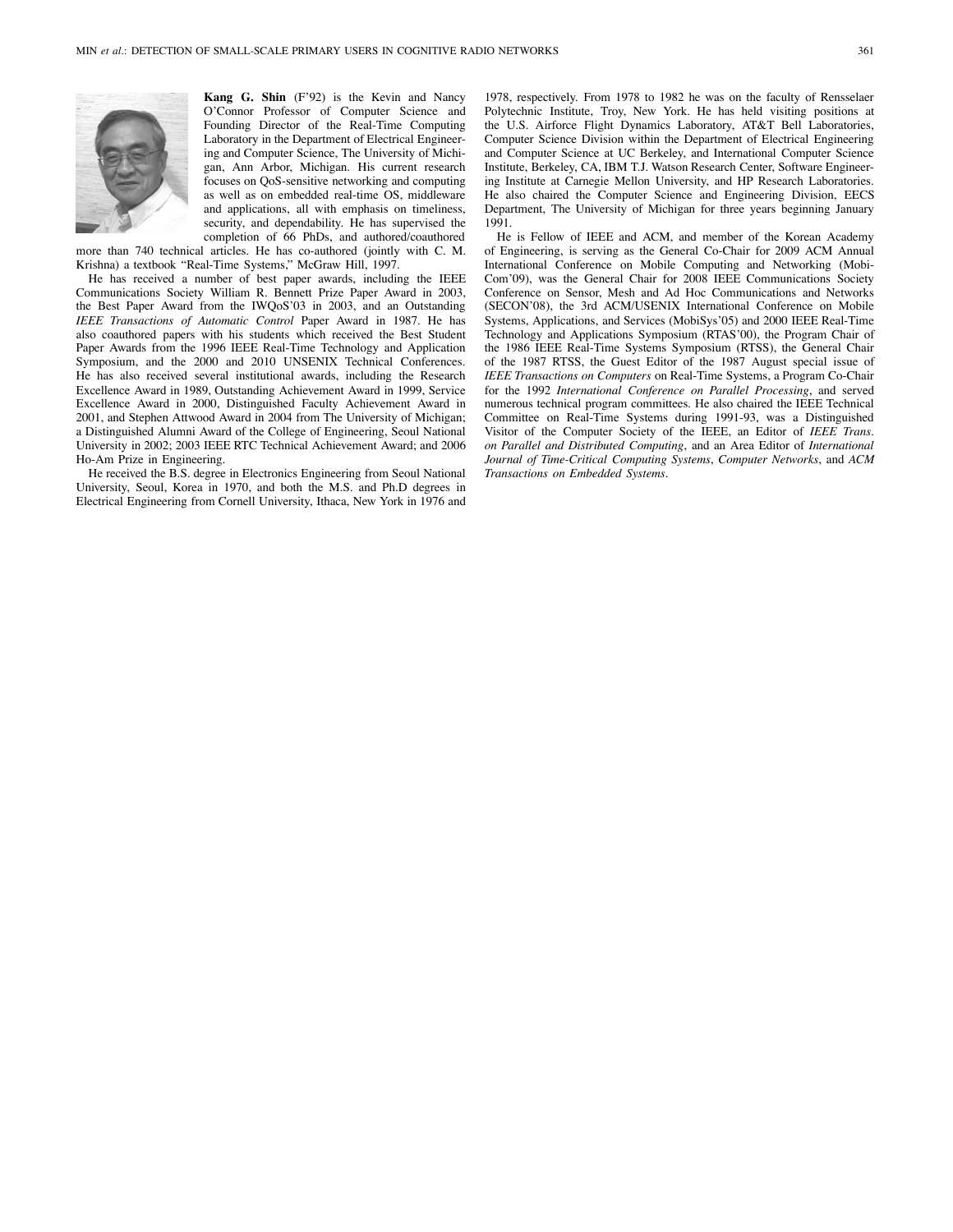**Kang G. Shin** (F'92) is the Kevin and Nancy O'Connor Professor of Computer Science and Founding Director of the Real-Time Computing Laboratory in the Department of Electrical Engineering and Computer Science, The University of Michigan, Ann Arbor, Michigan. His current research focuses on QoS-sensitive networking and computing as well as on embedded real-time OS, middleware and applications, all with emphasis on timeliness, security, and dependability. He has supervised the completion of 66 PhDs, and authored/coauthored more than 740 technical articles. He has co-authored (jointly with C. M. Krishna) a textbook "Real-Time Systems," McGraw Hill, 1997.

He has received a number of best paper awards, including the IEEE Communications Society William R. Bennett Prize Paper Award in 2003, the Best Paper Award from the IWQoS'03 in 2003, and an Outstanding *IEEE Transactions of Automatic Control* Paper Award in 1987. He has also coauthored papers with his students which received the Best Student Paper Awards from the 1996 IEEE Real-Time Technology and Application Symposium, and the 2000 and 2010 UNSENIX Technical Conferences. He has also received several institutional awards, including the Research Excellence Award in 1989, Outstanding Achievement Award in 1999, Service Excellence Award in 2000, Distinguished Faculty Achievement Award in 2001, and Stephen Attwood Award in 2004 from The University of Michigan; a Distinguished Alumni Award of the College of Engineering, Seoul National University in 2002; 2003 IEEE RTC Technical Achievement Award; and 2006 Ho-Am Prize in Engineering.

He received the B.S. degree in Electronics Engineering from Seoul National University, Seoul, Korea in 1970, and both the M.S. and Ph.D degrees in Electrical Engineering from Cornell University, Ithaca, New York in 1976 and 1978, respectively. From 1978 to 1982 he was on the faculty of Rensselaer Polytechnic Institute, Troy, New York. He has held visiting positions at the U.S. Airforce Flight Dynamics Laboratory, AT&T Bell Laboratories, Computer Science Division within the Department of Electrical Engineering and Computer Science at UC Berkeley, and International Computer Science Institute, Berkeley, CA, IBM T.J. Watson Research Center, Software Engineering Institute at Carnegie Mellon University, and HP Research Laboratories. He also chaired the Computer Science and Engineering Division, EECS Department, The University of Michigan for three years beginning January 1991.

He is Fellow of IEEE and ACM, and member of the Korean Academy of Engineering, is serving as the General Co-Chair for 2009 ACM Annual International Conference on Mobile Computing and Networking (MobiCom'09), was the General Chair for 2008 IEEE Communications Society Conference on Sensor, Mesh and Ad Hoc Communications and Networks (SECON'08), the 3rd ACM/USENIX International Conference on Mobile Systems, Applications, and Services (MobiSys'05) and 2000 IEEE Real-Time Technology and Applications Symposium (RTAS'00), the Program Chair of the 1986 IEEE Real-Time Systems Symposium (RTSS), the General Chair of the 1987 RTSS, the Guest Editor of the 1987 August special issue of *IEEE Transactions on Computers* on Real-Time Systems, a Program Co-Chair for the 1992 *International Conference on Parallel Processing*, and served numerous technical program committees. He also chaired the IEEE Technical Committee on Real-Time Systems during 1991-93, was a Distinguished Visitor of the Computer Society of the IEEE, an Editor of *IEEE Trans. on Parallel and Distributed Computing*, and an Area Editor of *International Journal of Time-Critical Computing Systems*, *Computer Networks*, and *ACM Transactions on Embedded Systems*.